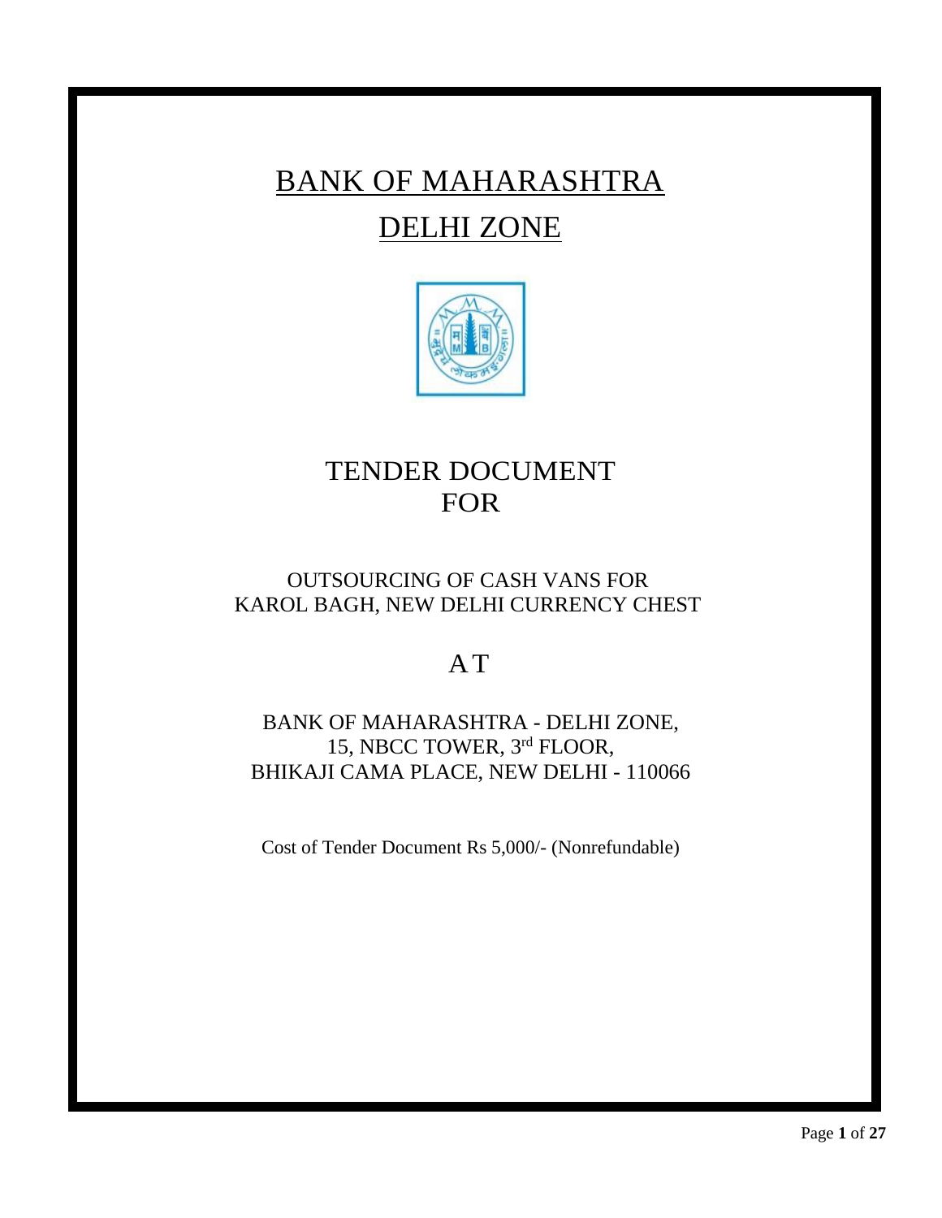# BANK OF MAHARASHTRA

# DELHI ZONE

## TENDER DOCUMENT FOR

OUTSOURCING OF CASH VANS FOR KAROL BAGH, NEW DELHI CURRENCY CHEST

## AT

BANK OF MAHARASHTRA - DELHI ZONE,
15, NBCC TOWER, 3rd FLOOR,
BHIKAJI CAMA PLACE, NEW DELHI - 110066

Cost of Tender Document Rs 5,000/- (Nonrefundable)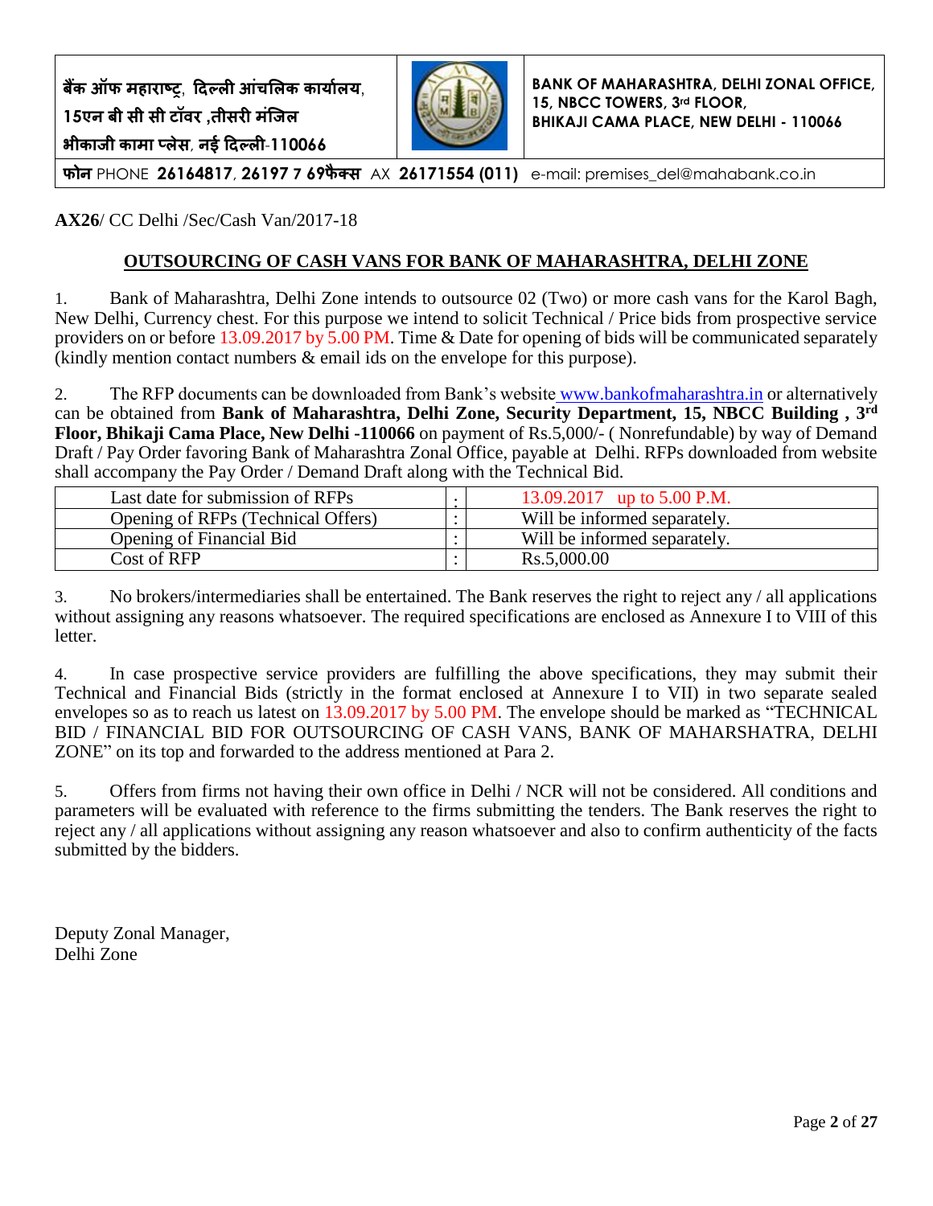| बैंक ऑफ महाराष्ट्र, दिल्ली आंचलिक कार्यालय, 15एन बी सी सी टॉवर ,तीसरी मंजिल भीकाजी कामा प्लेस, नई दिल्ली-110066 | | BANK OF MAHARASHTRA, DELHI ZONAL OFFICE, 15, NBCC TOWERS, 3rd FLOOR, BHIKAJI CAMA PLACE, NEW DELHI - 110066 |
|---|---|---|
| फोन PHONE 26164817, 26197 7 69फैक्स AX 26171554 (011) e-mail: premises_del@mahabank.co.in | | |

**AX26**/ CC Delhi /Sec/Cash Van/2017-18

**OUTSOURCING OF CASH VANS FOR BANK OF MAHARASHTRA, DELHI ZONE**

1. Bank of Maharashtra, Delhi Zone intends to outsource 02 (Two) or more cash vans for the Karol Bagh, New Delhi, Currency chest. For this purpose we intend to solicit Technical / Price bids from prospective service providers on or before 13.09.2017 by 5.00 PM. Time & Date for opening of bids will be communicated separately (kindly mention contact numbers & email ids on the envelope for this purpose).

2. The RFP documents can be downloaded from Bank's website www.bankofmaharashtra.in or alternatively can be obtained from **Bank of Maharashtra, Delhi Zone, Security Department, 15, NBCC Building , 3rd Floor, Bhikaji Cama Place, New Delhi -110066** on payment of Rs.5,000/- ( Nonrefundable) by way of Demand Draft / Pay Order favoring Bank of Maharashtra Zonal Office, payable at Delhi. RFPs downloaded from website shall accompany the Pay Order / Demand Draft along with the Technical Bid.

| Last date for submission of RFPs | : | 13.09.2017 up to 5.00 P.M. |
|---|---|---|
| Opening of RFPs (Technical Offers) | : | Will be informed separately. |
| Opening of Financial Bid | : | Will be informed separately. |
| Cost of RFP | : | Rs.5,000.00 |

3. No brokers/intermediaries shall be entertained. The Bank reserves the right to reject any / all applications without assigning any reasons whatsoever. The required specifications are enclosed as Annexure I to VIII of this letter.

4. In case prospective service providers are fulfilling the above specifications, they may submit their Technical and Financial Bids (strictly in the format enclosed at Annexure I to VII) in two separate sealed envelopes so as to reach us latest on 13.09.2017 by 5.00 PM. The envelope should be marked as "TECHNICAL BID / FINANCIAL BID FOR OUTSOURCING OF CASH VANS, BANK OF MAHARSHATRA, DELHI ZONE" on its top and forwarded to the address mentioned at Para 2.

5. Offers from firms not having their own office in Delhi / NCR will not be considered. All conditions and parameters will be evaluated with reference to the firms submitting the tenders. The Bank reserves the right to reject any / all applications without assigning any reason whatsoever and also to confirm authenticity of the facts submitted by the bidders.

Deputy Zonal Manager,
Delhi Zone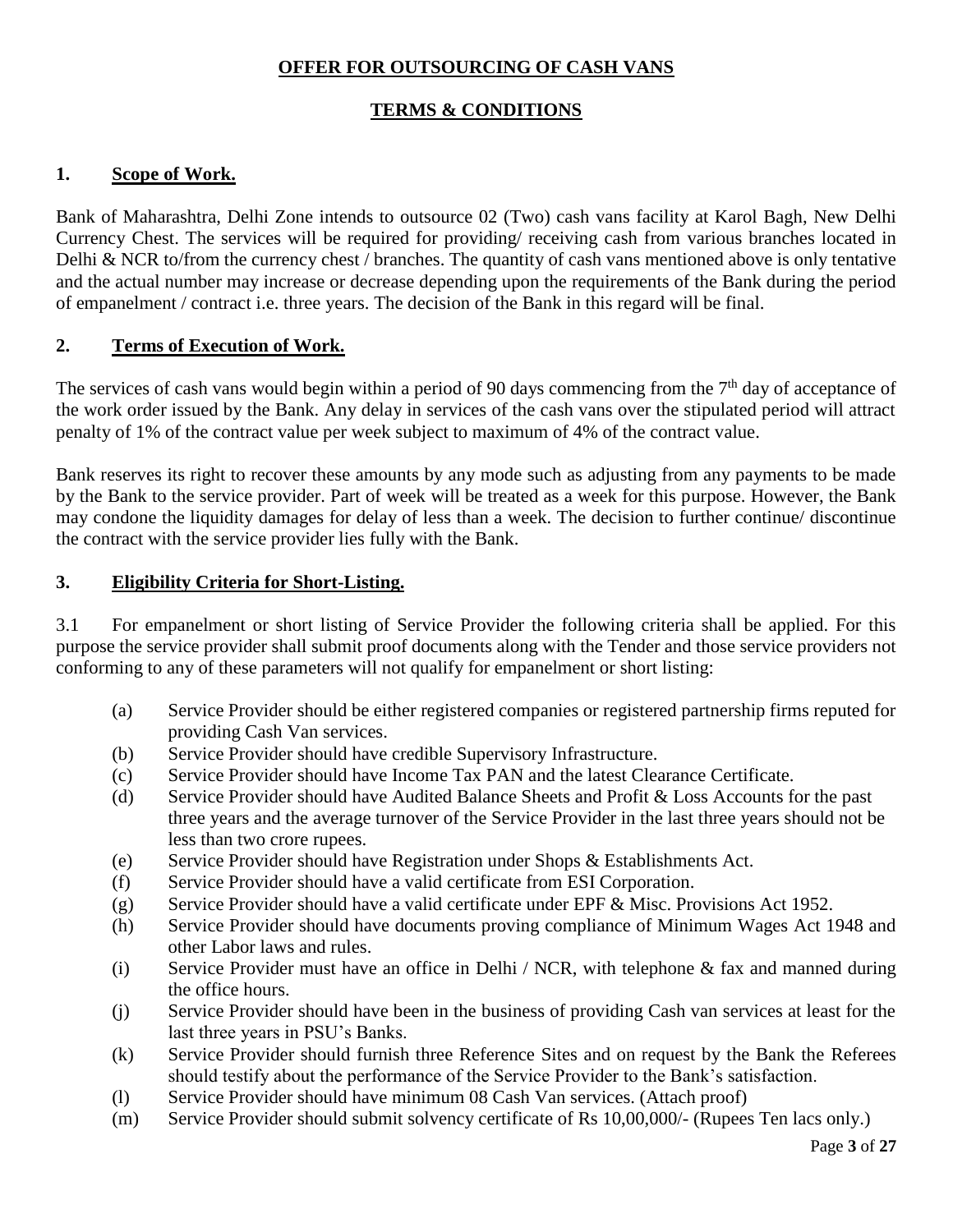## OFFER FOR OUTSOURCING OF CASH VANS

## TERMS & CONDITIONS

### 1. Scope of Work.

Bank of Maharashtra, Delhi Zone intends to outsource 02 (Two) cash vans facility at Karol Bagh, New Delhi Currency Chest. The services will be required for providing/ receiving cash from various branches located in Delhi & NCR to/from the currency chest / branches. The quantity of cash vans mentioned above is only tentative and the actual number may increase or decrease depending upon the requirements of the Bank during the period of empanelment / contract i.e. three years. The decision of the Bank in this regard will be final.

### 2. Terms of Execution of Work.

The services of cash vans would begin within a period of 90 days commencing from the 7th day of acceptance of the work order issued by the Bank. Any delay in services of the cash vans over the stipulated period will attract penalty of 1% of the contract value per week subject to maximum of 4% of the contract value.

Bank reserves its right to recover these amounts by any mode such as adjusting from any payments to be made by the Bank to the service provider. Part of week will be treated as a week for this purpose. However, the Bank may condone the liquidity damages for delay of less than a week. The decision to further continue/ discontinue the contract with the service provider lies fully with the Bank.

### 3. Eligibility Criteria for Short-Listing.

3.1 For empanelment or short listing of Service Provider the following criteria shall be applied. For this purpose the service provider shall submit proof documents along with the Tender and those service providers not conforming to any of these parameters will not qualify for empanelment or short listing:

- (a) Service Provider should be either registered companies or registered partnership firms reputed for providing Cash Van services.
- (b) Service Provider should have credible Supervisory Infrastructure.
- (c) Service Provider should have Income Tax PAN and the latest Clearance Certificate.
- (d) Service Provider should have Audited Balance Sheets and Profit & Loss Accounts for the past three years and the average turnover of the Service Provider in the last three years should not be less than two crore rupees.
- (e) Service Provider should have Registration under Shops & Establishments Act.
- (f) Service Provider should have a valid certificate from ESI Corporation.
- (g) Service Provider should have a valid certificate under EPF & Misc. Provisions Act 1952.
- (h) Service Provider should have documents proving compliance of Minimum Wages Act 1948 and other Labor laws and rules.
- (i) Service Provider must have an office in Delhi / NCR, with telephone & fax and manned during the office hours.
- (j) Service Provider should have been in the business of providing Cash van services at least for the last three years in PSU's Banks.
- (k) Service Provider should furnish three Reference Sites and on request by the Bank the Referees should testify about the performance of the Service Provider to the Bank's satisfaction.
- (l) Service Provider should have minimum 08 Cash Van services. (Attach proof)
- (m) Service Provider should submit solvency certificate of Rs 10,00,000/- (Rupees Ten lacs only.)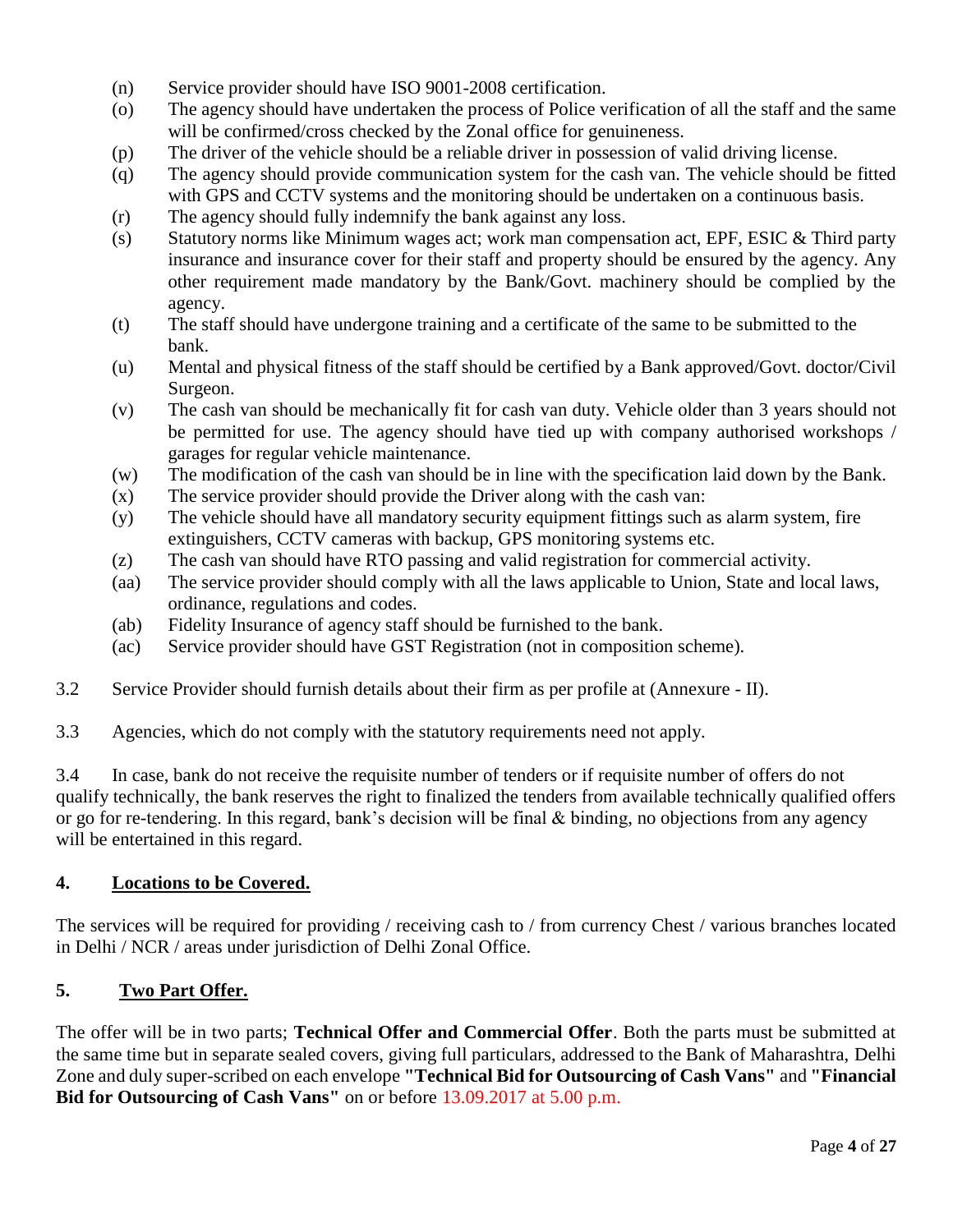(n) Service provider should have ISO 9001-2008 certification.

(o) The agency should have undertaken the process of Police verification of all the staff and the same will be confirmed/cross checked by the Zonal office for genuineness.

(p) The driver of the vehicle should be a reliable driver in possession of valid driving license.

(q) The agency should provide communication system for the cash van. The vehicle should be fitted with GPS and CCTV systems and the monitoring should be undertaken on a continuous basis.

(r) The agency should fully indemnify the bank against any loss.

(s) Statutory norms like Minimum wages act; work man compensation act, EPF, ESIC & Third party insurance and insurance cover for their staff and property should be ensured by the agency. Any other requirement made mandatory by the Bank/Govt. machinery should be complied by the agency.

(t) The staff should have undergone training and a certificate of the same to be submitted to the bank.

(u) Mental and physical fitness of the staff should be certified by a Bank approved/Govt. doctor/Civil Surgeon.

(v) The cash van should be mechanically fit for cash van duty. Vehicle older than 3 years should not be permitted for use. The agency should have tied up with company authorised workshops / garages for regular vehicle maintenance.

(w) The modification of the cash van should be in line with the specification laid down by the Bank.

(x) The service provider should provide the Driver along with the cash van:

(y) The vehicle should have all mandatory security equipment fittings such as alarm system, fire extinguishers, CCTV cameras with backup, GPS monitoring systems etc.

(z) The cash van should have RTO passing and valid registration for commercial activity.

(aa) The service provider should comply with all the laws applicable to Union, State and local laws, ordinance, regulations and codes.

(ab) Fidelity Insurance of agency staff should be furnished to the bank.

(ac) Service provider should have GST Registration (not in composition scheme).

3.2 Service Provider should furnish details about their firm as per profile at (Annexure - II).

3.3 Agencies, which do not comply with the statutory requirements need not apply.

3.4 In case, bank do not receive the requisite number of tenders or if requisite number of offers do not qualify technically, the bank reserves the right to finalized the tenders from available technically qualified offers or go for re-tendering. In this regard, bank's decision will be final & binding, no objections from any agency will be entertained in this regard.

## 4. Locations to be Covered.

The services will be required for providing / receiving cash to / from currency Chest / various branches located in Delhi / NCR / areas under jurisdiction of Delhi Zonal Office.

## 5. Two Part Offer.

The offer will be in two parts; **Technical Offer and Commercial Offer**. Both the parts must be submitted at the same time but in separate sealed covers, giving full particulars, addressed to the Bank of Maharashtra, Delhi Zone and duly super-scribed on each envelope **"Technical Bid for Outsourcing of Cash Vans"** and **"Financial Bid for Outsourcing of Cash Vans"** on or before 13.09.2017 at 5.00 p.m.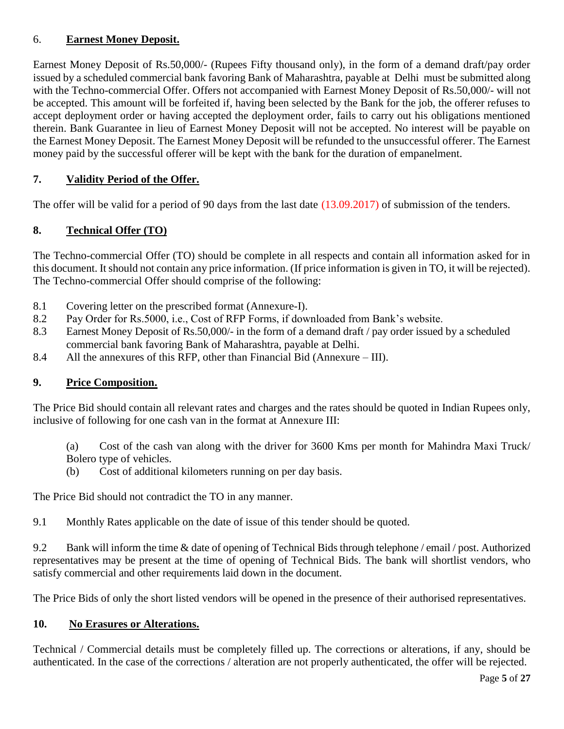## 6. **Earnest Money Deposit.**

Earnest Money Deposit of Rs.50,000/- (Rupees Fifty thousand only), in the form of a demand draft/pay order issued by a scheduled commercial bank favoring Bank of Maharashtra, payable at Delhi must be submitted along with the Techno-commercial Offer. Offers not accompanied with Earnest Money Deposit of Rs.50,000/- will not be accepted. This amount will be forfeited if, having been selected by the Bank for the job, the offerer refuses to accept deployment order or having accepted the deployment order, fails to carry out his obligations mentioned therein. Bank Guarantee in lieu of Earnest Money Deposit will not be accepted. No interest will be payable on the Earnest Money Deposit. The Earnest Money Deposit will be refunded to the unsuccessful offerer. The Earnest money paid by the successful offerer will be kept with the bank for the duration of empanelment.

## 7. **Validity Period of the Offer.**

The offer will be valid for a period of 90 days from the last date (13.09.2017) of submission of the tenders.

## 8. **Technical Offer (TO)**

The Techno-commercial Offer (TO) should be complete in all respects and contain all information asked for in this document. It should not contain any price information. (If price information is given in TO, it will be rejected). The Techno-commercial Offer should comprise of the following:

8.1 Covering letter on the prescribed format (Annexure-I).

8.2 Pay Order for Rs.5000, i.e., Cost of RFP Forms, if downloaded from Bank's website.

8.3 Earnest Money Deposit of Rs.50,000/- in the form of a demand draft / pay order issued by a scheduled commercial bank favoring Bank of Maharashtra, payable at Delhi.

8.4 All the annexures of this RFP, other than Financial Bid (Annexure – III).

## 9. **Price Composition.**

The Price Bid should contain all relevant rates and charges and the rates should be quoted in Indian Rupees only, inclusive of following for one cash van in the format at Annexure III:

(a) Cost of the cash van along with the driver for 3600 Kms per month for Mahindra Maxi Truck/ Bolero type of vehicles.

(b) Cost of additional kilometers running on per day basis.

The Price Bid should not contradict the TO in any manner.

9.1 Monthly Rates applicable on the date of issue of this tender should be quoted.

9.2 Bank will inform the time & date of opening of Technical Bids through telephone / email / post. Authorized representatives may be present at the time of opening of Technical Bids. The bank will shortlist vendors, who satisfy commercial and other requirements laid down in the document.

The Price Bids of only the short listed vendors will be opened in the presence of their authorised representatives.

## 10. **No Erasures or Alterations.**

Technical / Commercial details must be completely filled up. The corrections or alterations, if any, should be authenticated. In the case of the corrections / alteration are not properly authenticated, the offer will be rejected.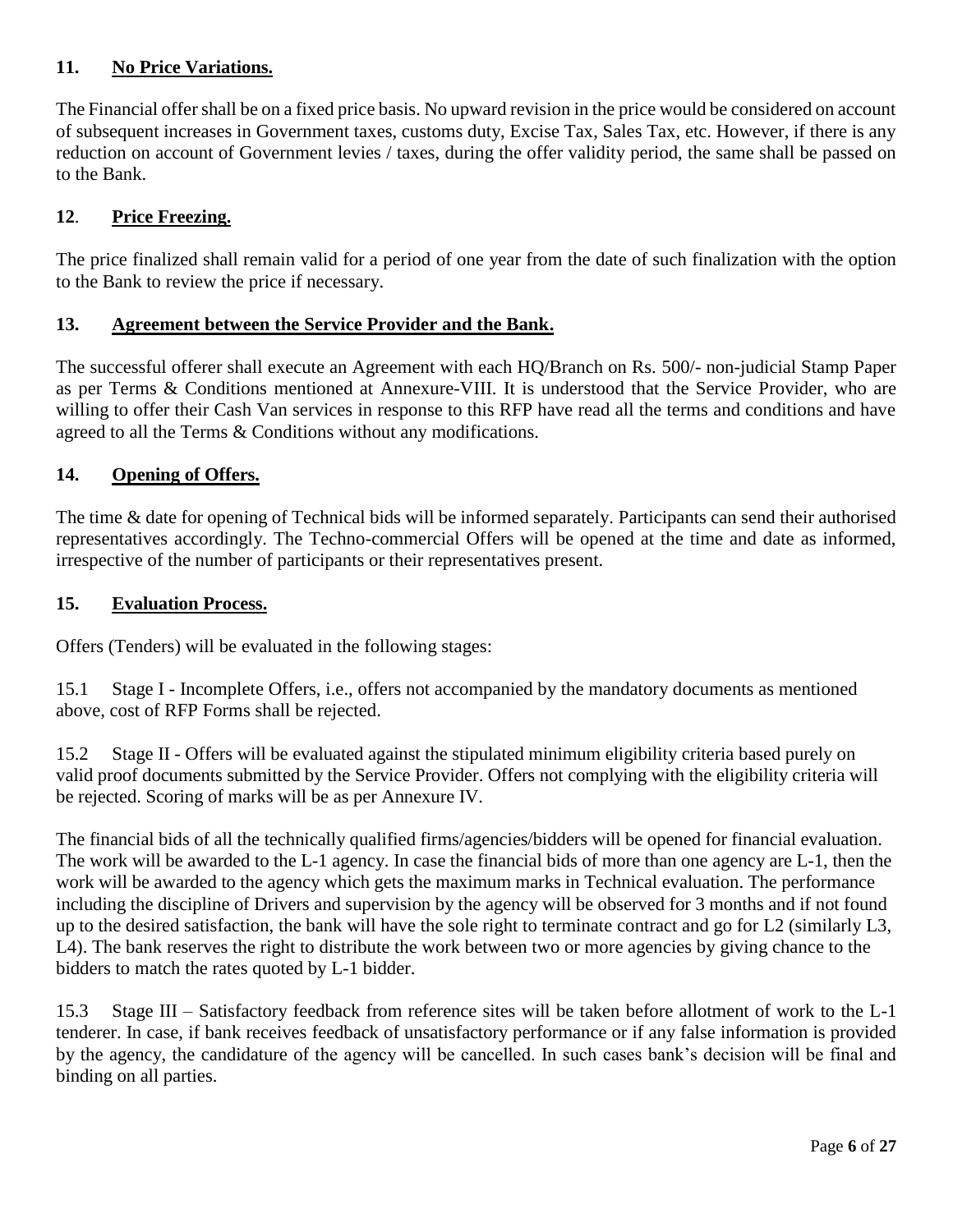### 11. <u>No Price Variations.</u>

The Financial offer shall be on a fixed price basis. No upward revision in the price would be considered on account of subsequent increases in Government taxes, customs duty, Excise Tax, Sales Tax, etc. However, if there is any reduction on account of Government levies / taxes, during the offer validity period, the same shall be passed on to the Bank.

### 12. <u>Price Freezing.</u>

The price finalized shall remain valid for a period of one year from the date of such finalization with the option to the Bank to review the price if necessary.

### 13. <u>Agreement between the Service Provider and the Bank.</u>

The successful offerer shall execute an Agreement with each HQ/Branch on Rs. 500/- non-judicial Stamp Paper as per Terms & Conditions mentioned at Annexure-VIII. It is understood that the Service Provider, who are willing to offer their Cash Van services in response to this RFP have read all the terms and conditions and have agreed to all the Terms & Conditions without any modifications.

### 14. <u>Opening of Offers.</u>

The time & date for opening of Technical bids will be informed separately. Participants can send their authorised representatives accordingly. The Techno-commercial Offers will be opened at the time and date as informed, irrespective of the number of participants or their representatives present.

### 15. <u>Evaluation Process.</u>

Offers (Tenders) will be evaluated in the following stages:

15.1 Stage I - Incomplete Offers, i.e., offers not accompanied by the mandatory documents as mentioned above, cost of RFP Forms shall be rejected.

15.2 Stage II - Offers will be evaluated against the stipulated minimum eligibility criteria based purely on valid proof documents submitted by the Service Provider. Offers not complying with the eligibility criteria will be rejected. Scoring of marks will be as per Annexure IV.

The financial bids of all the technically qualified firms/agencies/bidders will be opened for financial evaluation. The work will be awarded to the L-1 agency. In case the financial bids of more than one agency are L-1, then the work will be awarded to the agency which gets the maximum marks in Technical evaluation. The performance including the discipline of Drivers and supervision by the agency will be observed for 3 months and if not found up to the desired satisfaction, the bank will have the sole right to terminate contract and go for L2 (similarly L3, L4). The bank reserves the right to distribute the work between two or more agencies by giving chance to the bidders to match the rates quoted by L-1 bidder.

15.3 Stage III – Satisfactory feedback from reference sites will be taken before allotment of work to the L-1 tenderer. In case, if bank receives feedback of unsatisfactory performance or if any false information is provided by the agency, the candidature of the agency will be cancelled. In such cases bank's decision will be final and binding on all parties.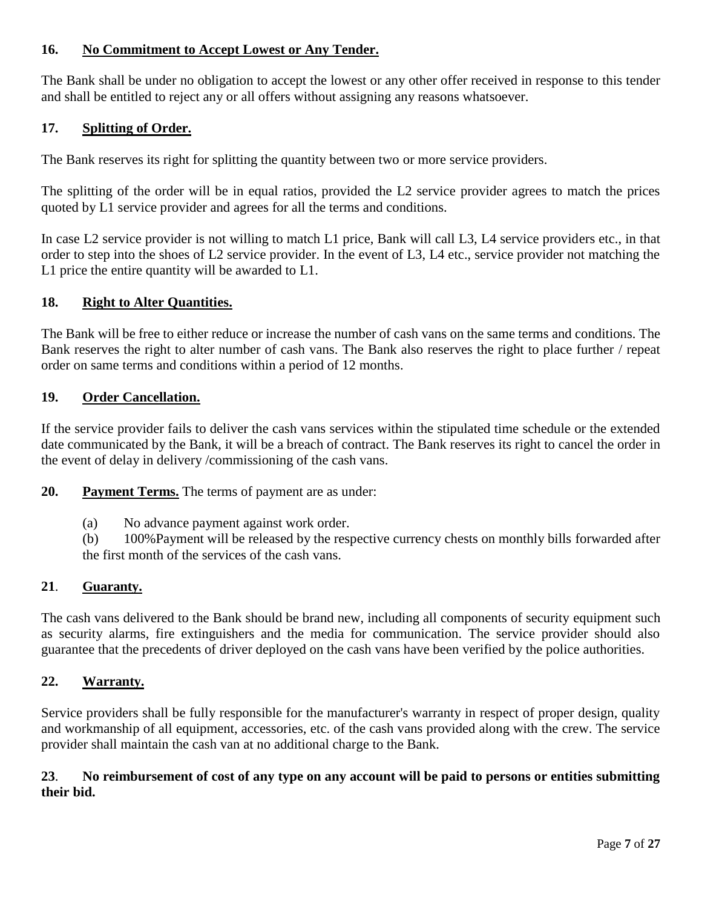**16. No Commitment to Accept Lowest or Any Tender.**

The Bank shall be under no obligation to accept the lowest or any other offer received in response to this tender and shall be entitled to reject any or all offers without assigning any reasons whatsoever.

**17. Splitting of Order.**

The Bank reserves its right for splitting the quantity between two or more service providers.

The splitting of the order will be in equal ratios, provided the L2 service provider agrees to match the prices quoted by L1 service provider and agrees for all the terms and conditions.

In case L2 service provider is not willing to match L1 price, Bank will call L3, L4 service providers etc., in that order to step into the shoes of L2 service provider. In the event of L3, L4 etc., service provider not matching the L1 price the entire quantity will be awarded to L1.

**18. Right to Alter Quantities.**

The Bank will be free to either reduce or increase the number of cash vans on the same terms and conditions. The Bank reserves the right to alter number of cash vans. The Bank also reserves the right to place further / repeat order on same terms and conditions within a period of 12 months.

**19. Order Cancellation.**

If the service provider fails to deliver the cash vans services within the stipulated time schedule or the extended date communicated by the Bank, it will be a breach of contract. The Bank reserves its right to cancel the order in the event of delay in delivery /commissioning of the cash vans.

**20. Payment Terms.** The terms of payment are as under:

(a) No advance payment against work order.

(b) 100%Payment will be released by the respective currency chests on monthly bills forwarded after the first month of the services of the cash vans.

**21. Guaranty.**

The cash vans delivered to the Bank should be brand new, including all components of security equipment such as security alarms, fire extinguishers and the media for communication. The service provider should also guarantee that the precedents of driver deployed on the cash vans have been verified by the police authorities.

**22. Warranty.**

Service providers shall be fully responsible for the manufacturer's warranty in respect of proper design, quality and workmanship of all equipment, accessories, etc. of the cash vans provided along with the crew. The service provider shall maintain the cash van at no additional charge to the Bank.

**23. No reimbursement of cost of any type on any account will be paid to persons or entities submitting their bid.**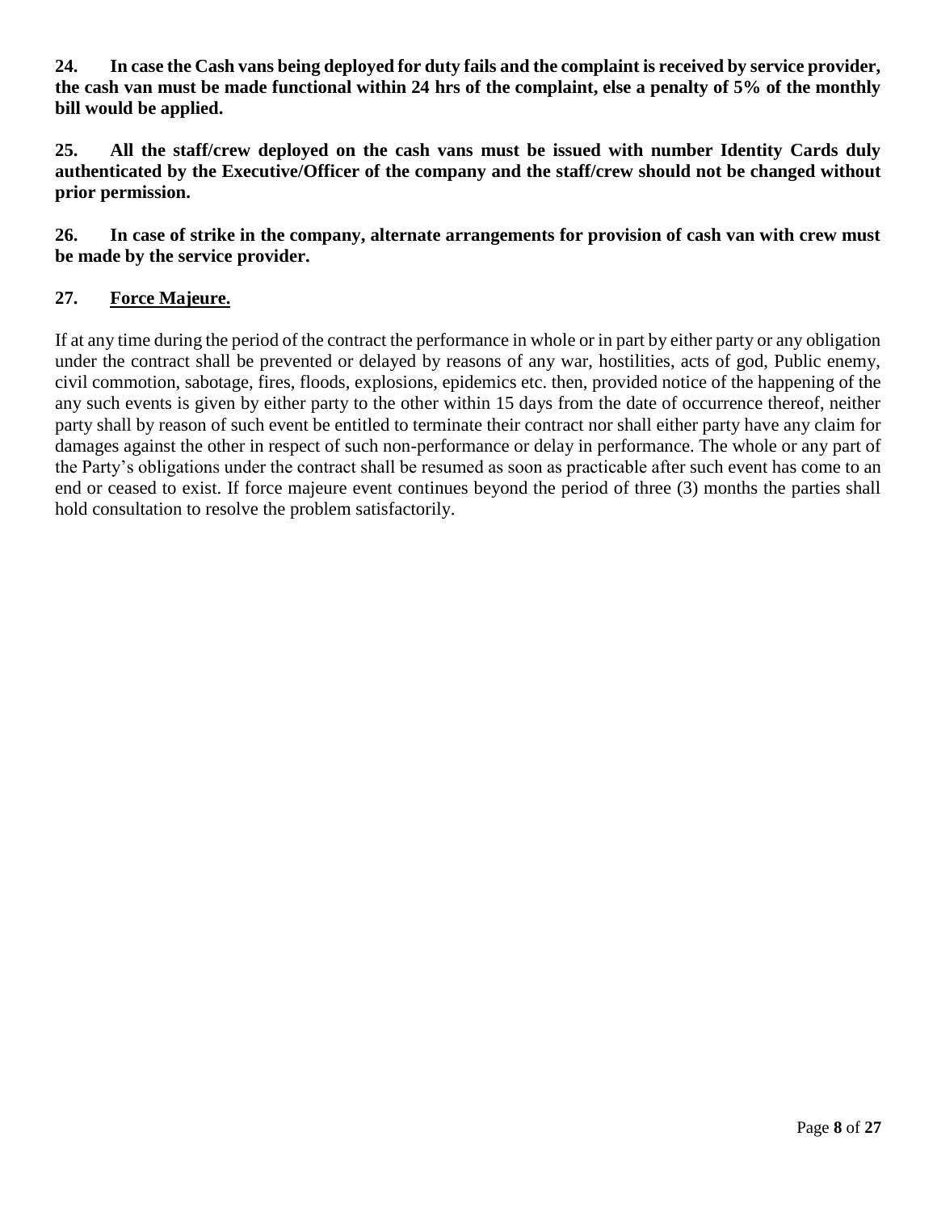**24. In case the Cash vans being deployed for duty fails and the complaint is received by service provider, the cash van must be made functional within 24 hrs of the complaint, else a penalty of 5% of the monthly bill would be applied.**

**25. All the staff/crew deployed on the cash vans must be issued with number Identity Cards duly authenticated by the Executive/Officer of the company and the staff/crew should not be changed without prior permission.**

**26. In case of strike in the company, alternate arrangements for provision of cash van with crew must be made by the service provider.**

**27. <u>Force Majeure.</u>**

If at any time during the period of the contract the performance in whole or in part by either party or any obligation under the contract shall be prevented or delayed by reasons of any war, hostilities, acts of god, Public enemy, civil commotion, sabotage, fires, floods, explosions, epidemics etc. then, provided notice of the happening of the any such events is given by either party to the other within 15 days from the date of occurrence thereof, neither party shall by reason of such event be entitled to terminate their contract nor shall either party have any claim for damages against the other in respect of such non-performance or delay in performance. The whole or any part of the Party's obligations under the contract shall be resumed as soon as practicable after such event has come to an end or ceased to exist. If force majeure event continues beyond the period of three (3) months the parties shall hold consultation to resolve the problem satisfactorily.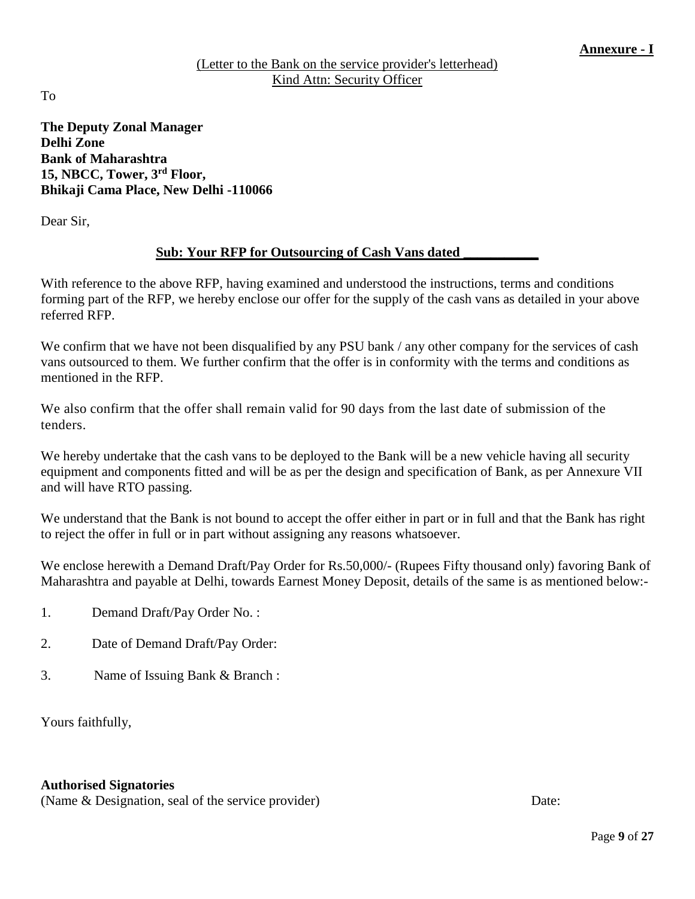**Annexure - I**

(Letter to the Bank on the service provider's letterhead)
Kind Attn: Security Officer

To

**The Deputy Zonal Manager**
**Delhi Zone**
**Bank of Maharashtra**
**15, NBCC, Tower, 3rd Floor,**
**Bhikaji Cama Place, New Delhi -110066**

Dear Sir,

**Sub: Your RFP for Outsourcing of Cash Vans dated ___________**

With reference to the above RFP, having examined and understood the instructions, terms and conditions forming part of the RFP, we hereby enclose our offer for the supply of the cash vans as detailed in your above referred RFP.

We confirm that we have not been disqualified by any PSU bank / any other company for the services of cash vans outsourced to them. We further confirm that the offer is in conformity with the terms and conditions as mentioned in the RFP.

We also confirm that the offer shall remain valid for 90 days from the last date of submission of the tenders.

We hereby undertake that the cash vans to be deployed to the Bank will be a new vehicle having all security equipment and components fitted and will be as per the design and specification of Bank, as per Annexure VII and will have RTO passing.

We understand that the Bank is not bound to accept the offer either in part or in full and that the Bank has right to reject the offer in full or in part without assigning any reasons whatsoever.

We enclose herewith a Demand Draft/Pay Order for Rs.50,000/- (Rupees Fifty thousand only) favoring Bank of Maharashtra and payable at Delhi, towards Earnest Money Deposit, details of the same is as mentioned below:-

1. Demand Draft/Pay Order No. :
2. Date of Demand Draft/Pay Order:
3. Name of Issuing Bank & Branch :

Yours faithfully,

**Authorised Signatories**
(Name & Designation, seal of the service provider) Date: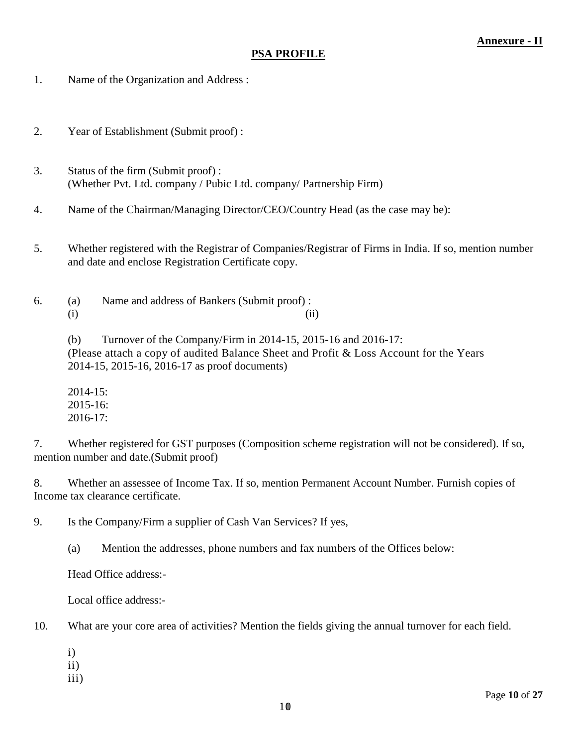**Annexure - II**

## PSA PROFILE

1. Name of the Organization and Address :

2. Year of Establishment (Submit proof) :

3. Status of the firm (Submit proof) :
   (Whether Pvt. Ltd. company / Pubic Ltd. company/ Partnership Firm)

4. Name of the Chairman/Managing Director/CEO/Country Head (as the case may be):

5. Whether registered with the Registrar of Companies/Registrar of Firms in India. If so, mention number and date and enclose Registration Certificate copy.

6. (a) Name and address of Bankers (Submit proof) :
   (i) (ii)

   (b) Turnover of the Company/Firm in 2014-15, 2015-16 and 2016-17:
   (Please attach a copy of audited Balance Sheet and Profit & Loss Account for the Years 2014-15, 2015-16, 2016-17 as proof documents)

   2014-15:
   2015-16:
   2016-17:

7. Whether registered for GST purposes (Composition scheme registration will not be considered). If so, mention number and date.(Submit proof)

8. Whether an assessee of Income Tax. If so, mention Permanent Account Number. Furnish copies of Income tax clearance certificate.

9. Is the Company/Firm a supplier of Cash Van Services? If yes,

   (a) Mention the addresses, phone numbers and fax numbers of the Offices below:

   Head Office address:-

   Local office address:-

10. What are your core area of activities? Mention the fields giving the annual turnover for each field.

    i)
    ii)
    iii)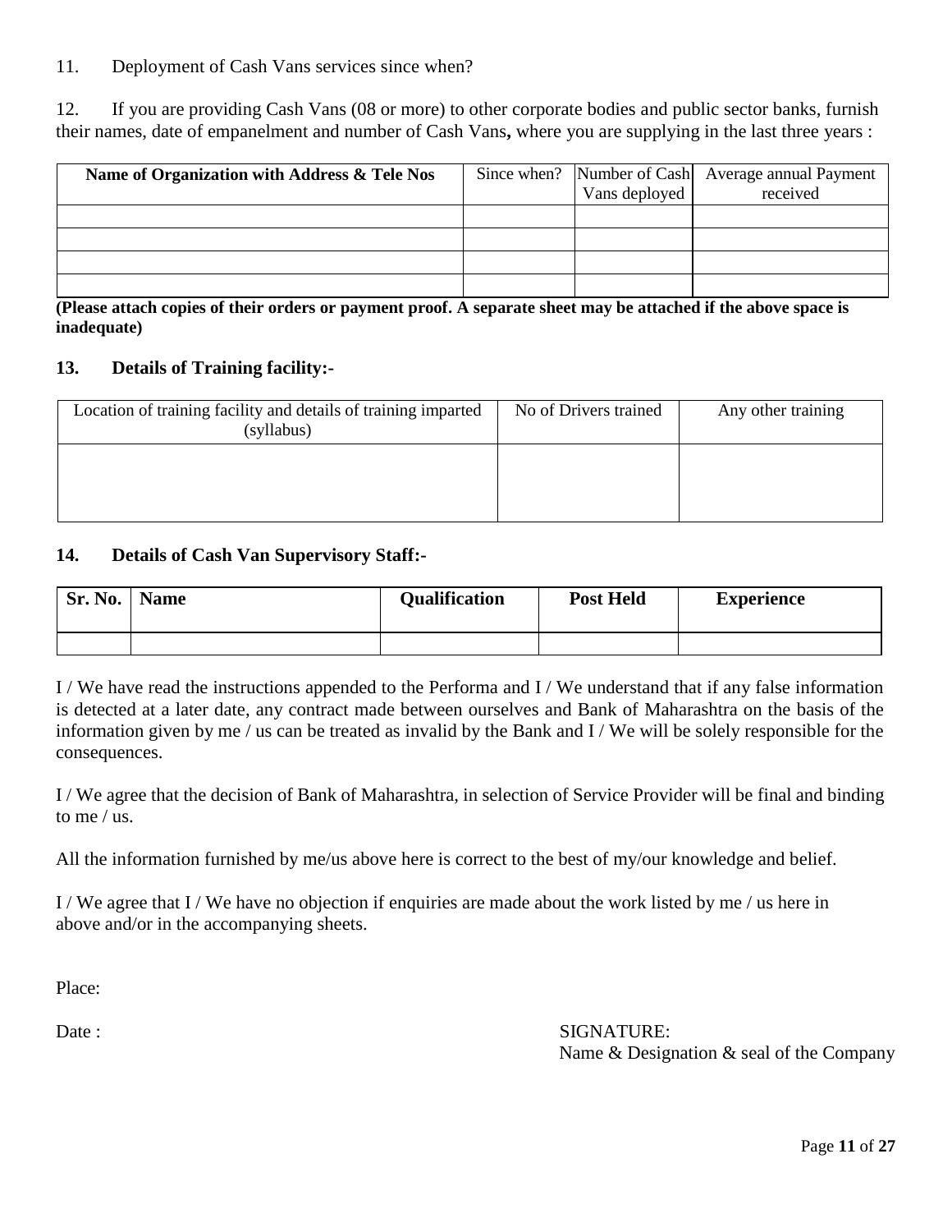11. Deployment of Cash Vans services since when?

12. If you are providing Cash Vans (08 or more) to other corporate bodies and public sector banks, furnish their names, date of empanelment and number of Cash Vans**,** where you are supplying in the last three years :

| **Name of Organization with Address & Tele Nos** | Since when? | Number of Cash Vans deployed | Average annual Payment received |
|---|---|---|---|
| | | | |
| | | | |
| | | | |
| | | | |

**(Please attach copies of their orders or payment proof. A separate sheet may be attached if the above space is inadequate)**

**13. Details of Training facility:-**

| Location of training facility and details of training imparted (syllabus) | No of Drivers trained | Any other training |
|---|---|---|
| | | |

**14. Details of Cash Van Supervisory Staff:-**

| **Sr. No.** | **Name** | **Qualification** | **Post Held** | **Experience** |
|---|---|---|---|---|
| | | | | |

I / We have read the instructions appended to the Performa and I / We understand that if any false information is detected at a later date, any contract made between ourselves and Bank of Maharashtra on the basis of the information given by me / us can be treated as invalid by the Bank and I / We will be solely responsible for the consequences.

I / We agree that the decision of Bank of Maharashtra, in selection of Service Provider will be final and binding to me / us.

All the information furnished by me/us above here is correct to the best of my/our knowledge and belief.

I / We agree that I / We have no objection if enquiries are made about the work listed by me / us here in above and/or in the accompanying sheets.

Place:

Date :

SIGNATURE:
Name & Designation & seal of the Company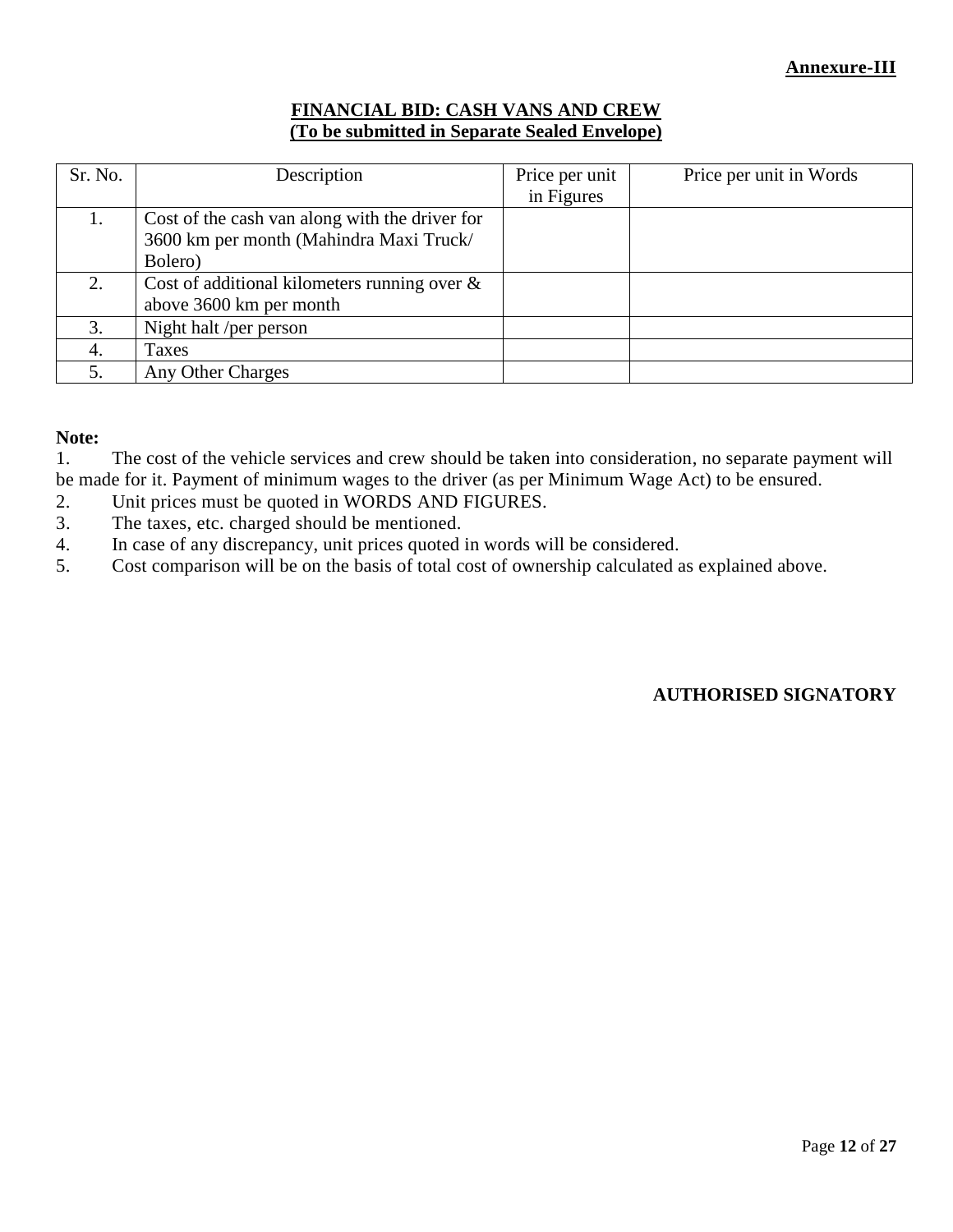**Annexure-III**

## FINANCIAL BID: CASH VANS AND CREW
**(To be submitted in Separate Sealed Envelope)**

| Sr. No. | Description | Price per unit in Figures | Price per unit in Words |
|---|---|---|---|
| 1. | Cost of the cash van along with the driver for 3600 km per month (Mahindra Maxi Truck/ Bolero) | | |
| 2. | Cost of additional kilometers running over & above 3600 km per month | | |
| 3. | Night halt /per person | | |
| 4. | Taxes | | |
| 5. | Any Other Charges | | |

**Note:**

1. The cost of the vehicle services and crew should be taken into consideration, no separate payment will be made for it. Payment of minimum wages to the driver (as per Minimum Wage Act) to be ensured.
2. Unit prices must be quoted in WORDS AND FIGURES.
3. The taxes, etc. charged should be mentioned.
4. In case of any discrepancy, unit prices quoted in words will be considered.
5. Cost comparison will be on the basis of total cost of ownership calculated as explained above.

**AUTHORISED SIGNATORY**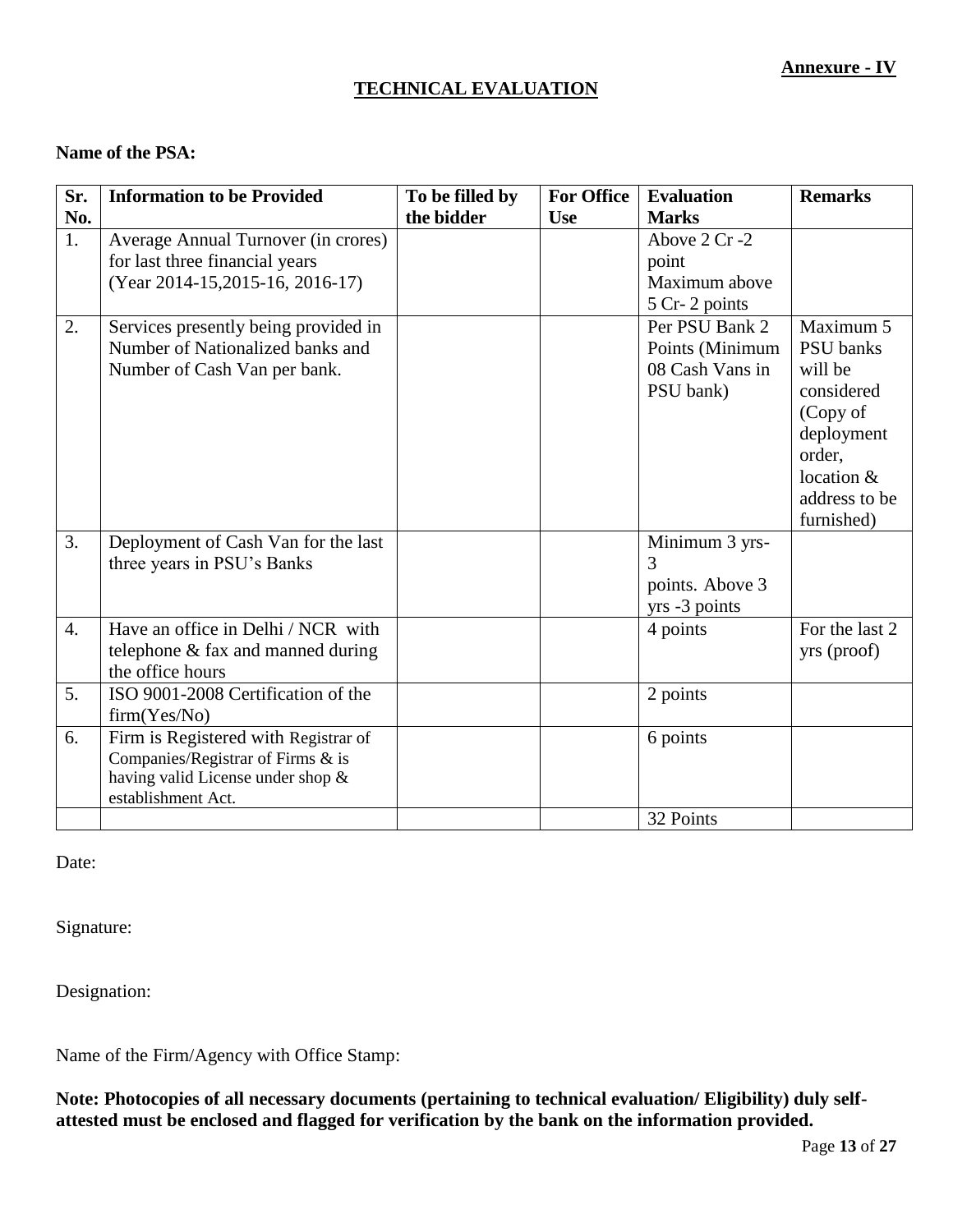**Annexure - IV**

# TECHNICAL EVALUATION

**Name of the PSA:**

| Sr. No. | Information to be Provided | To be filled by the bidder | For Office Use | Evaluation Marks | Remarks |
|---|---|---|---|---|---|
| 1. | Average Annual Turnover (in crores) for last three financial years (Year 2014-15,2015-16, 2016-17) | | | Above 2 Cr -2 point Maximum above 5 Cr- 2 points | |
| 2. | Services presently being provided in Number of Nationalized banks and Number of Cash Van per bank. | | | Per PSU Bank 2 Points (Minimum 08 Cash Vans in PSU bank) | Maximum 5 PSU banks will be considered (Copy of deployment order, location & address to be furnished) |
| 3. | Deployment of Cash Van for the last three years in PSU's Banks | | | Minimum 3 yrs- 3 points. Above 3 yrs -3 points | |
| 4. | Have an office in Delhi / NCR with telephone & fax and manned during the office hours | | | 4 points | For the last 2 yrs (proof) |
| 5. | ISO 9001-2008 Certification of the firm(Yes/No) | | | 2 points | |
| 6. | Firm is Registered with Registrar of Companies/Registrar of Firms & is having valid License under shop & establishment Act. | | | 6 points | |
| | | | | 32 Points | |

Date:

Signature:

Designation:

Name of the Firm/Agency with Office Stamp:

**Note: Photocopies of all necessary documents (pertaining to technical evaluation/ Eligibility) duly self-attested must be enclosed and flagged for verification by the bank on the information provided.**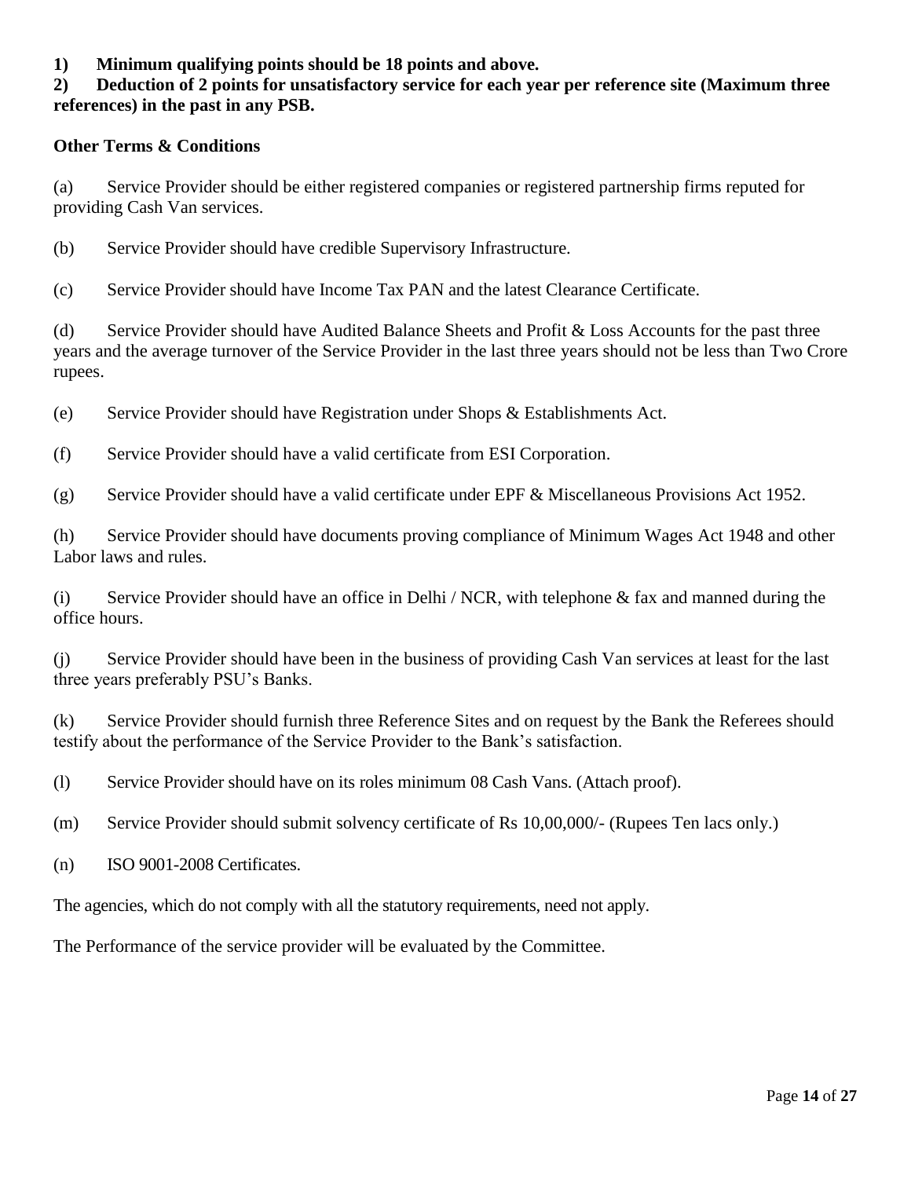**1) Minimum qualifying points should be 18 points and above.**

**2) Deduction of 2 points for unsatisfactory service for each year per reference site (Maximum three references) in the past in any PSB.**

**Other Terms & Conditions**

(a) Service Provider should be either registered companies or registered partnership firms reputed for providing Cash Van services.

(b) Service Provider should have credible Supervisory Infrastructure.

(c) Service Provider should have Income Tax PAN and the latest Clearance Certificate.

(d) Service Provider should have Audited Balance Sheets and Profit & Loss Accounts for the past three years and the average turnover of the Service Provider in the last three years should not be less than Two Crore rupees.

(e) Service Provider should have Registration under Shops & Establishments Act.

(f) Service Provider should have a valid certificate from ESI Corporation.

(g) Service Provider should have a valid certificate under EPF & Miscellaneous Provisions Act 1952.

(h) Service Provider should have documents proving compliance of Minimum Wages Act 1948 and other Labor laws and rules.

(i) Service Provider should have an office in Delhi / NCR, with telephone & fax and manned during the office hours.

(j) Service Provider should have been in the business of providing Cash Van services at least for the last three years preferably PSU's Banks.

(k) Service Provider should furnish three Reference Sites and on request by the Bank the Referees should testify about the performance of the Service Provider to the Bank's satisfaction.

(l) Service Provider should have on its roles minimum 08 Cash Vans. (Attach proof).

(m) Service Provider should submit solvency certificate of Rs 10,00,000/- (Rupees Ten lacs only.)

(n) ISO 9001-2008 Certificates.

The agencies, which do not comply with all the statutory requirements, need not apply.

The Performance of the service provider will be evaluated by the Committee.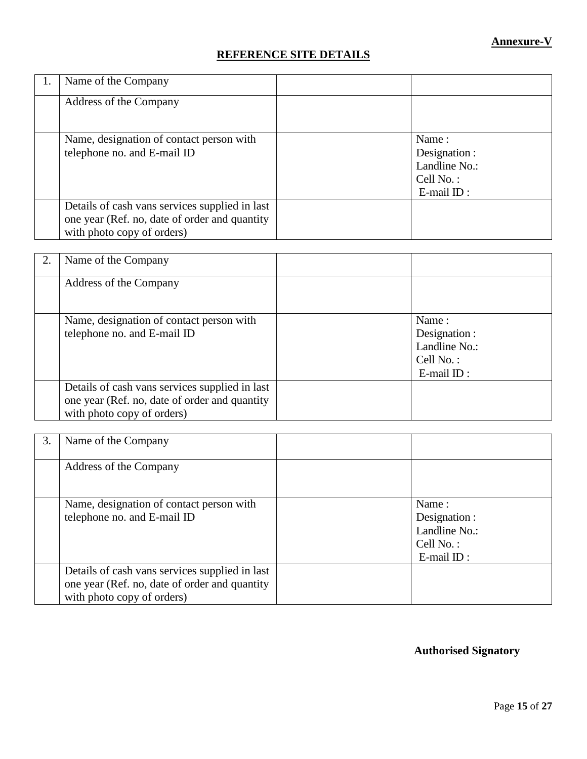**Annexure-V**

## REFERENCE SITE DETAILS

| 1. | Name of the Company | | |
|---|---|---|---|
| | Address of the Company | | |
| | Name, designation of contact person with telephone no. and E-mail ID | | Name :<br>Designation :<br>Landline No.:<br>Cell No. :<br>E-mail ID : |
| | Details of cash vans services supplied in last one year (Ref. no, date of order and quantity with photo copy of orders) | | |

| 2. | Name of the Company | | |
|---|---|---|---|
| | Address of the Company | | |
| | Name, designation of contact person with telephone no. and E-mail ID | | Name :<br>Designation :<br>Landline No.:<br>Cell No. :<br>E-mail ID : |
| | Details of cash vans services supplied in last one year (Ref. no, date of order and quantity with photo copy of orders) | | |

| 3. | Name of the Company | | |
|---|---|---|---|
| | Address of the Company | | |
| | Name, designation of contact person with telephone no. and E-mail ID | | Name :<br>Designation :<br>Landline No.:<br>Cell No. :<br>E-mail ID : |
| | Details of cash vans services supplied in last one year (Ref. no, date of order and quantity with photo copy of orders) | | |

**Authorised Signatory**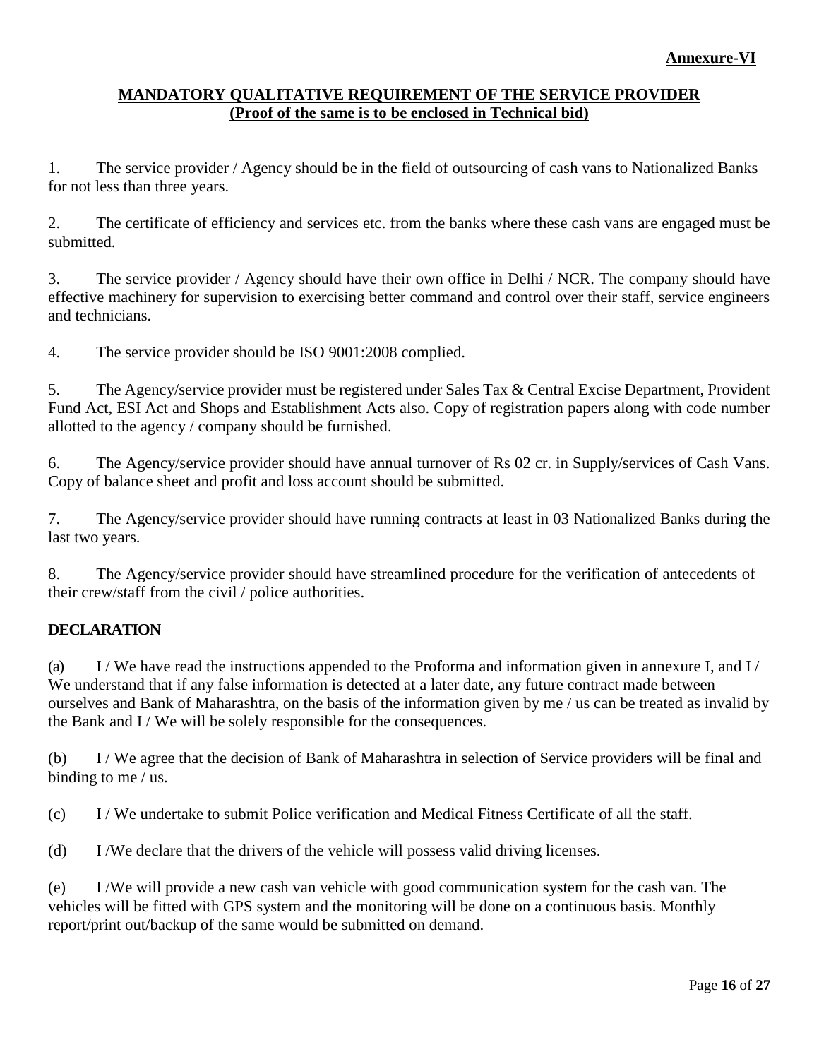**Annexure-VI**

## MANDATORY QUALITATIVE REQUIREMENT OF THE SERVICE PROVIDER
### (Proof of the same is to be enclosed in Technical bid)

1. The service provider / Agency should be in the field of outsourcing of cash vans to Nationalized Banks for not less than three years.

2. The certificate of efficiency and services etc. from the banks where these cash vans are engaged must be submitted.

3. The service provider / Agency should have their own office in Delhi / NCR. The company should have effective machinery for supervision to exercising better command and control over their staff, service engineers and technicians.

4. The service provider should be ISO 9001:2008 complied.

5. The Agency/service provider must be registered under Sales Tax & Central Excise Department, Provident Fund Act, ESI Act and Shops and Establishment Acts also. Copy of registration papers along with code number allotted to the agency / company should be furnished.

6. The Agency/service provider should have annual turnover of Rs 02 cr. in Supply/services of Cash Vans. Copy of balance sheet and profit and loss account should be submitted.

7. The Agency/service provider should have running contracts at least in 03 Nationalized Banks during the last two years.

8. The Agency/service provider should have streamlined procedure for the verification of antecedents of their crew/staff from the civil / police authorities.

**DECLARATION**

(a) I / We have read the instructions appended to the Proforma and information given in annexure I, and I / We understand that if any false information is detected at a later date, any future contract made between ourselves and Bank of Maharashtra, on the basis of the information given by me / us can be treated as invalid by the Bank and I / We will be solely responsible for the consequences.

(b) I / We agree that the decision of Bank of Maharashtra in selection of Service providers will be final and binding to me / us.

(c) I / We undertake to submit Police verification and Medical Fitness Certificate of all the staff.

(d) I /We declare that the drivers of the vehicle will possess valid driving licenses.

(e) I /We will provide a new cash van vehicle with good communication system for the cash van. The vehicles will be fitted with GPS system and the monitoring will be done on a continuous basis. Monthly report/print out/backup of the same would be submitted on demand.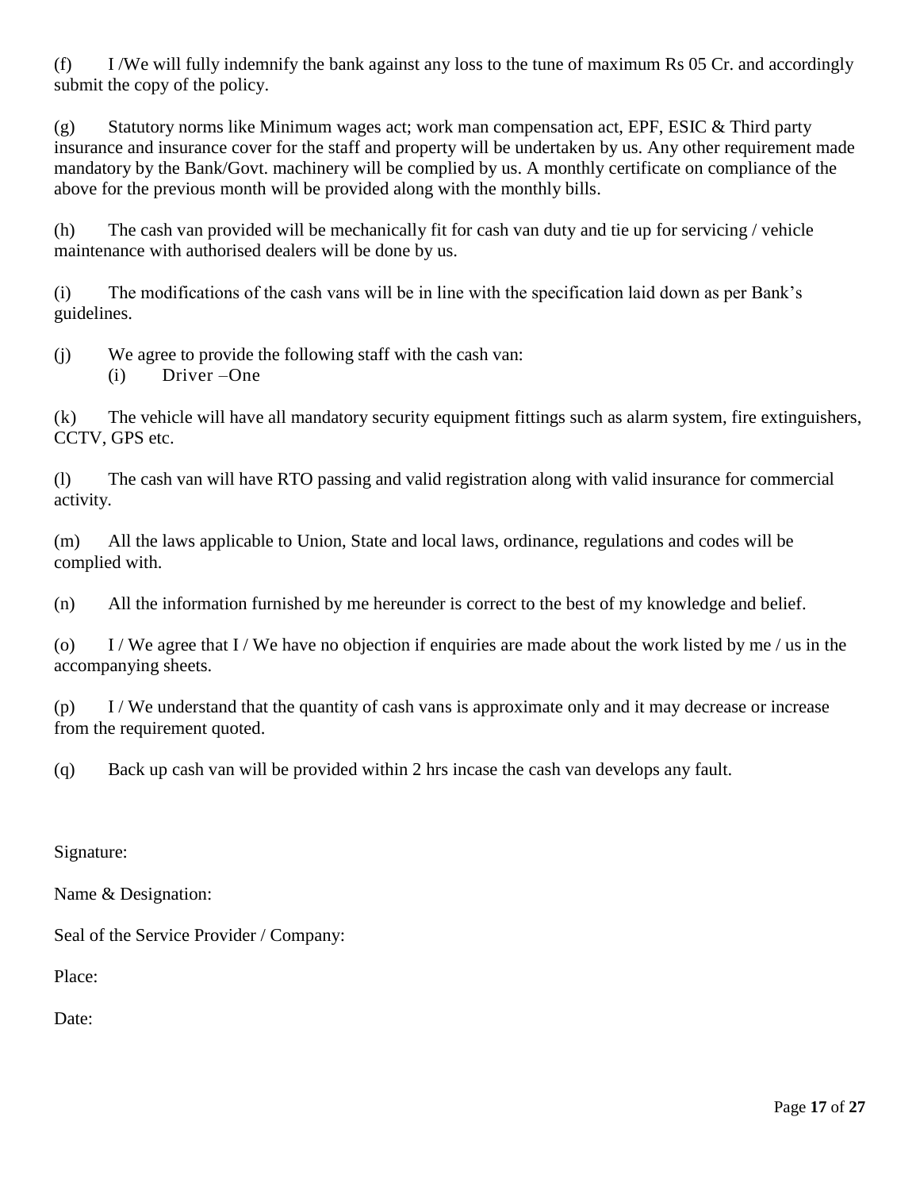(f) I /We will fully indemnify the bank against any loss to the tune of maximum Rs 05 Cr. and accordingly submit the copy of the policy.

(g) Statutory norms like Minimum wages act; work man compensation act, EPF, ESIC & Third party insurance and insurance cover for the staff and property will be undertaken by us. Any other requirement made mandatory by the Bank/Govt. machinery will be complied by us. A monthly certificate on compliance of the above for the previous month will be provided along with the monthly bills.

(h) The cash van provided will be mechanically fit for cash van duty and tie up for servicing / vehicle maintenance with authorised dealers will be done by us.

(i) The modifications of the cash vans will be in line with the specification laid down as per Bank's guidelines.

(j) We agree to provide the following staff with the cash van:

  (i) Driver –One

(k) The vehicle will have all mandatory security equipment fittings such as alarm system, fire extinguishers, CCTV, GPS etc.

(l) The cash van will have RTO passing and valid registration along with valid insurance for commercial activity.

(m) All the laws applicable to Union, State and local laws, ordinance, regulations and codes will be complied with.

(n) All the information furnished by me hereunder is correct to the best of my knowledge and belief.

(o) I / We agree that I / We have no objection if enquiries are made about the work listed by me / us in the accompanying sheets.

(p) I / We understand that the quantity of cash vans is approximate only and it may decrease or increase from the requirement quoted.

(q) Back up cash van will be provided within 2 hrs incase the cash van develops any fault.

Signature:

Name & Designation:

Seal of the Service Provider / Company:

Place:

Date: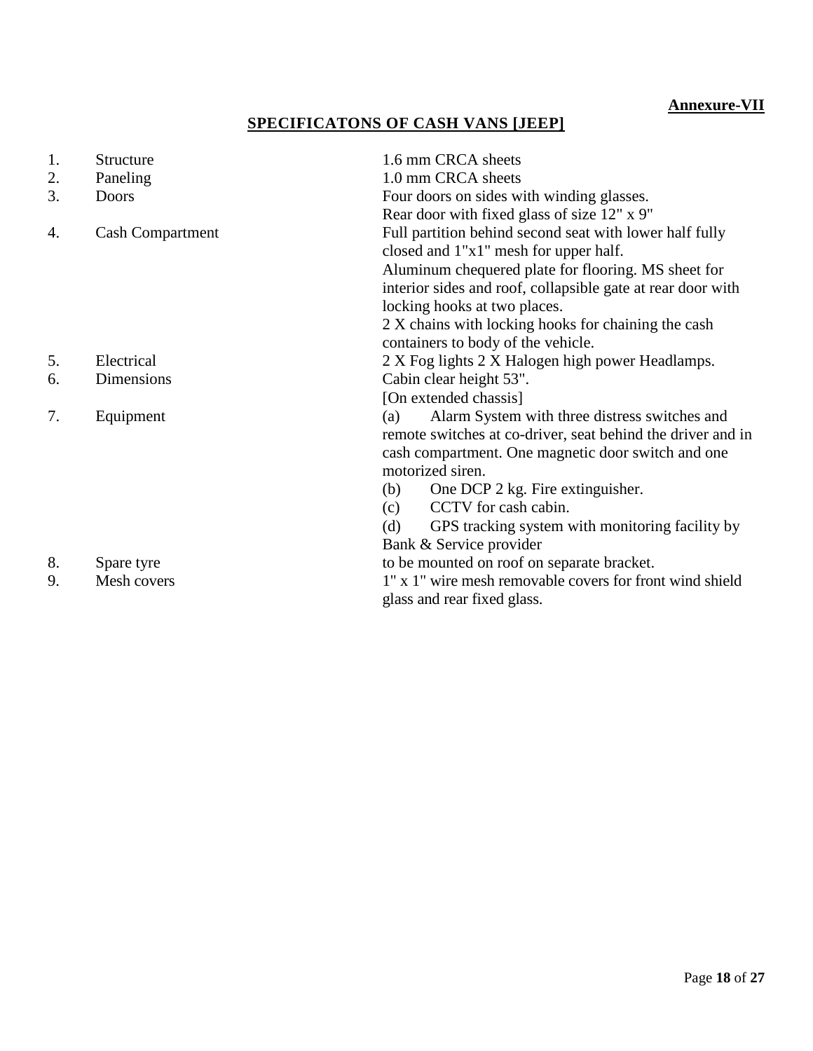**Annexure-VII**

## SPECIFICATONS OF CASH VANS [JEEP]

| No. | Item | Specification |
|---|---|---|
| 1. | Structure | 1.6 mm CRCA sheets |
| 2. | Paneling | 1.0 mm CRCA sheets |
| 3. | Doors | Four doors on sides with winding glasses.<br>Rear door with fixed glass of size 12" x 9" |
| 4. | Cash Compartment | Full partition behind second seat with lower half fully closed and 1"x1" mesh for upper half.<br>Aluminum chequered plate for flooring. MS sheet for interior sides and roof, collapsible gate at rear door with locking hooks at two places.<br>2 X chains with locking hooks for chaining the cash containers to body of the vehicle. |
| 5. | Electrical | 2 X Fog lights 2 X Halogen high power Headlamps. |
| 6. | Dimensions | Cabin clear height 53".<br>[On extended chassis] |
| 7. | Equipment | (a) Alarm System with three distress switches and remote switches at co-driver, seat behind the driver and in cash compartment. One magnetic door switch and one motorized siren.<br>(b) One DCP 2 kg. Fire extinguisher.<br>(c) CCTV for cash cabin.<br>(d) GPS tracking system with monitoring facility by Bank & Service provider |
| 8. | Spare tyre | to be mounted on roof on separate bracket. |
| 9. | Mesh covers | 1" x 1" wire mesh removable covers for front wind shield glass and rear fixed glass. |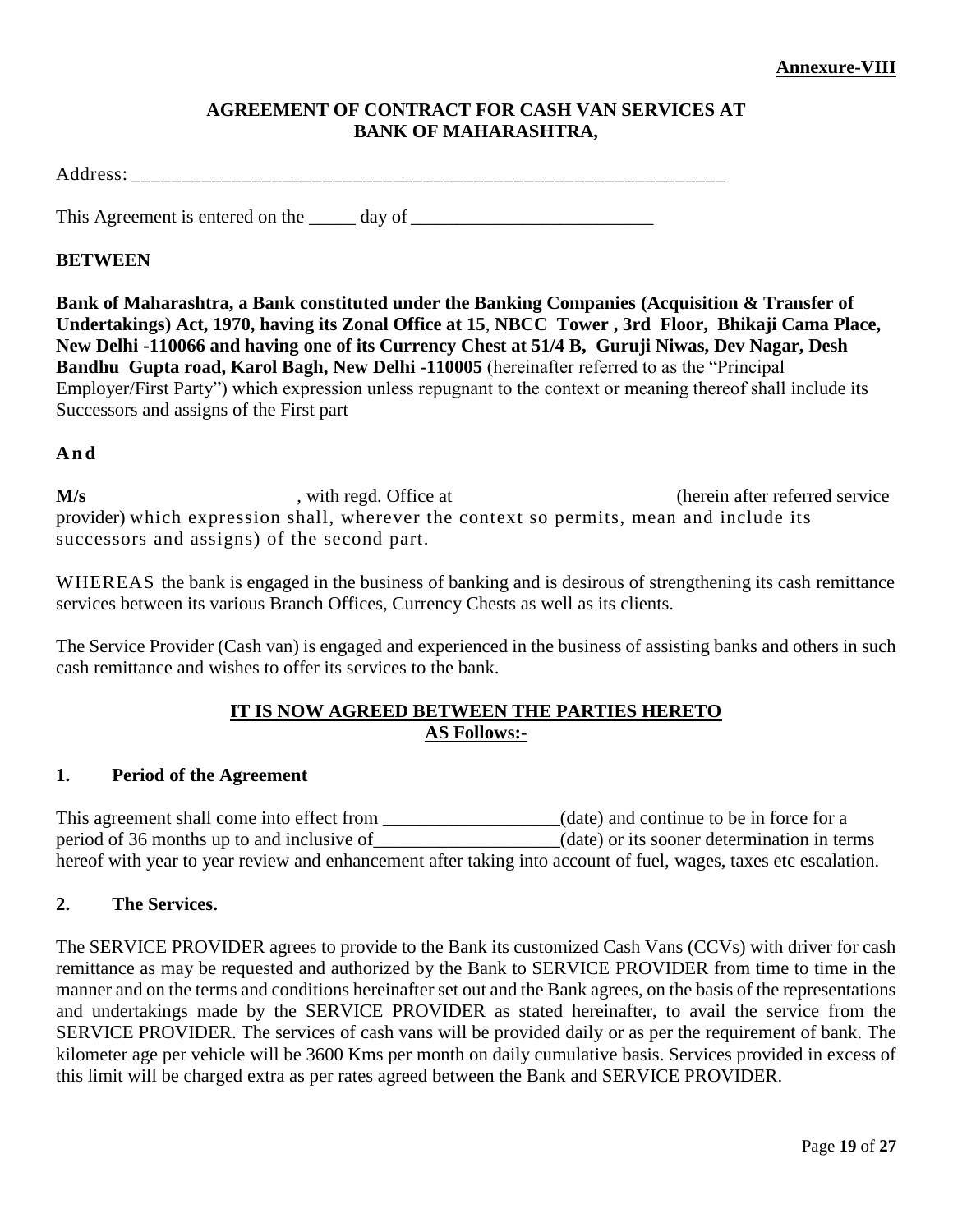**Annexure-VIII**

**AGREEMENT OF CONTRACT FOR CASH VAN SERVICES AT BANK OF MAHARASHTRA,**

Address: _______________________________________________________________

This Agreement is entered on the _____ day of __________________________

**BETWEEN**

**Bank of Maharashtra, a Bank constituted under the Banking Companies (Acquisition & Transfer of Undertakings) Act, 1970, having its Zonal Office at 15**, **NBCC Tower , 3rd Floor, Bhikaji Cama Place, New Delhi -110066 and having one of its Currency Chest at 51/4 B, Guruji Niwas, Dev Nagar, Desh Bandhu Gupta road, Karol Bagh, New Delhi -110005** (hereinafter referred to as the "Principal Employer/First Party") which expression unless repugnant to the context or meaning thereof shall include its Successors and assigns of the First part

**And**

**M/s** , with regd. Office at (herein after referred service provider) which expression shall, wherever the context so permits, mean and include its successors and assigns) of the second part.

WHEREAS the bank is engaged in the business of banking and is desirous of strengthening its cash remittance services between its various Branch Offices, Currency Chests as well as its clients.

The Service Provider (Cash van) is engaged and experienced in the business of assisting banks and others in such cash remittance and wishes to offer its services to the bank.

**IT IS NOW AGREED BETWEEN THE PARTIES HERETO AS Follows:-**

**1. Period of the Agreement**

This agreement shall come into effect from ___________________(date) and continue to be in force for a period of 36 months up to and inclusive of___________________(date) or its sooner determination in terms hereof with year to year review and enhancement after taking into account of fuel, wages, taxes etc escalation.

**2. The Services.**

The SERVICE PROVIDER agrees to provide to the Bank its customized Cash Vans (CCVs) with driver for cash remittance as may be requested and authorized by the Bank to SERVICE PROVIDER from time to time in the manner and on the terms and conditions hereinafter set out and the Bank agrees, on the basis of the representations and undertakings made by the SERVICE PROVIDER as stated hereinafter, to avail the service from the SERVICE PROVIDER. The services of cash vans will be provided daily or as per the requirement of bank. The kilometer age per vehicle will be 3600 Kms per month on daily cumulative basis. Services provided in excess of this limit will be charged extra as per rates agreed between the Bank and SERVICE PROVIDER.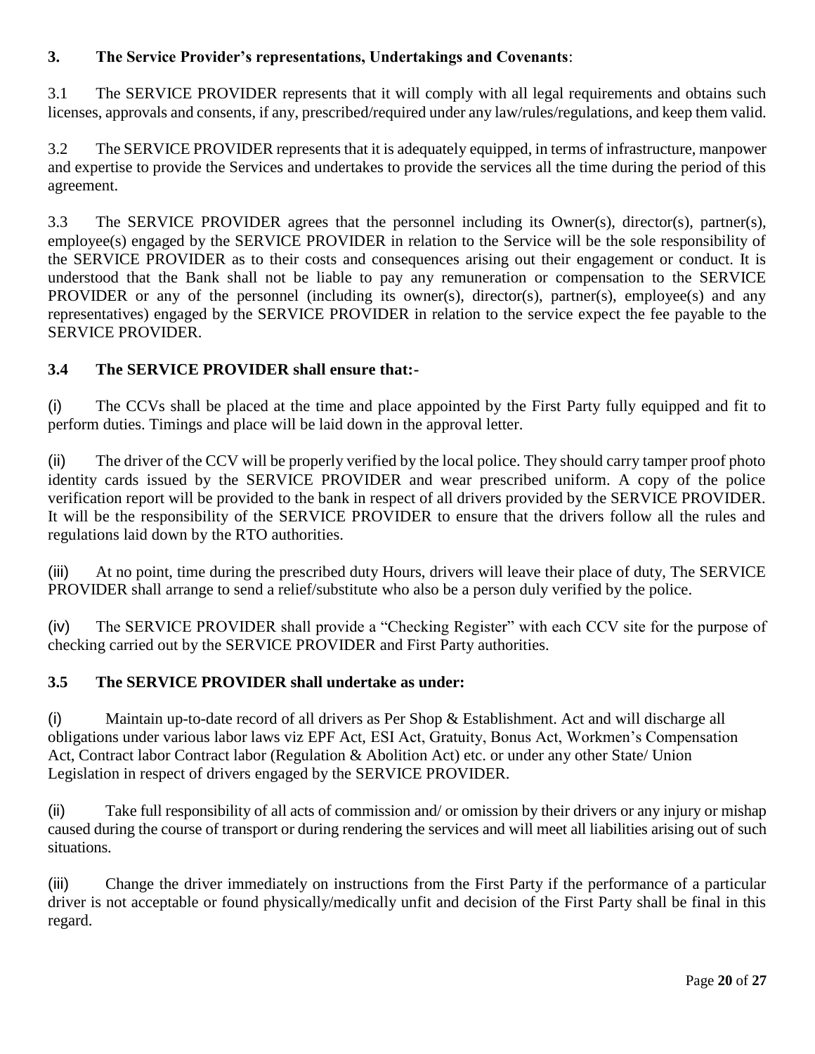**3. The Service Provider's representations, Undertakings and Covenants**:

3.1 The SERVICE PROVIDER represents that it will comply with all legal requirements and obtains such licenses, approvals and consents, if any, prescribed/required under any law/rules/regulations, and keep them valid.

3.2 The SERVICE PROVIDER represents that it is adequately equipped, in terms of infrastructure, manpower and expertise to provide the Services and undertakes to provide the services all the time during the period of this agreement.

3.3 The SERVICE PROVIDER agrees that the personnel including its Owner(s), director(s), partner(s), employee(s) engaged by the SERVICE PROVIDER in relation to the Service will be the sole responsibility of the SERVICE PROVIDER as to their costs and consequences arising out their engagement or conduct. It is understood that the Bank shall not be liable to pay any remuneration or compensation to the SERVICE PROVIDER or any of the personnel (including its owner(s), director(s), partner(s), employee(s) and any representatives) engaged by the SERVICE PROVIDER in relation to the service expect the fee payable to the SERVICE PROVIDER.

**3.4 The SERVICE PROVIDER shall ensure that:-**

(i) The CCVs shall be placed at the time and place appointed by the First Party fully equipped and fit to perform duties. Timings and place will be laid down in the approval letter.

(ii) The driver of the CCV will be properly verified by the local police. They should carry tamper proof photo identity cards issued by the SERVICE PROVIDER and wear prescribed uniform. A copy of the police verification report will be provided to the bank in respect of all drivers provided by the SERVICE PROVIDER. It will be the responsibility of the SERVICE PROVIDER to ensure that the drivers follow all the rules and regulations laid down by the RTO authorities.

(iii) At no point, time during the prescribed duty Hours, drivers will leave their place of duty, The SERVICE PROVIDER shall arrange to send a relief/substitute who also be a person duly verified by the police.

(iv) The SERVICE PROVIDER shall provide a "Checking Register" with each CCV site for the purpose of checking carried out by the SERVICE PROVIDER and First Party authorities.

**3.5 The SERVICE PROVIDER shall undertake as under:**

(i) Maintain up-to-date record of all drivers as Per Shop & Establishment. Act and will discharge all obligations under various labor laws viz EPF Act, ESI Act, Gratuity, Bonus Act, Workmen's Compensation Act, Contract labor Contract labor (Regulation & Abolition Act) etc. or under any other State/ Union Legislation in respect of drivers engaged by the SERVICE PROVIDER.

(ii) Take full responsibility of all acts of commission and/ or omission by their drivers or any injury or mishap caused during the course of transport or during rendering the services and will meet all liabilities arising out of such situations.

(iii) Change the driver immediately on instructions from the First Party if the performance of a particular driver is not acceptable or found physically/medically unfit and decision of the First Party shall be final in this regard.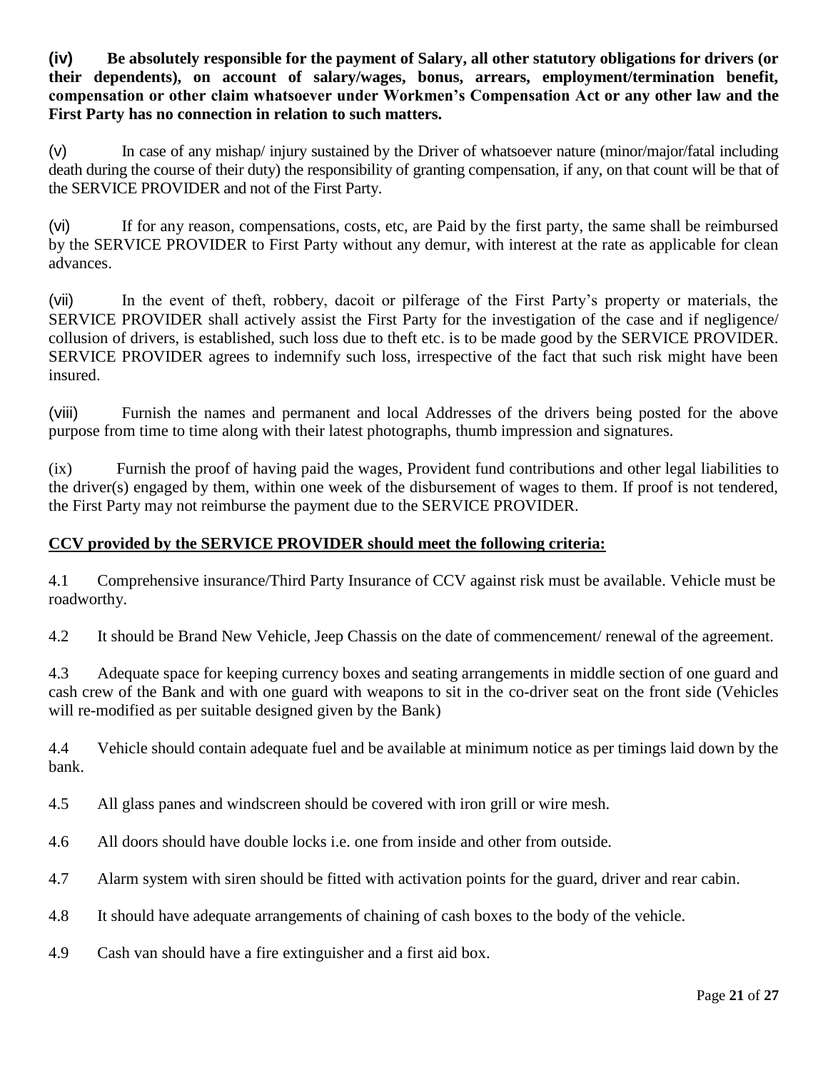**(iv) Be absolutely responsible for the payment of Salary, all other statutory obligations for drivers (or their dependents), on account of salary/wages, bonus, arrears, employment/termination benefit, compensation or other claim whatsoever under Workmen's Compensation Act or any other law and the First Party has no connection in relation to such matters.**

(v) In case of any mishap/ injury sustained by the Driver of whatsoever nature (minor/major/fatal including death during the course of their duty) the responsibility of granting compensation, if any, on that count will be that of the SERVICE PROVIDER and not of the First Party.

(vi) If for any reason, compensations, costs, etc, are Paid by the first party, the same shall be reimbursed by the SERVICE PROVIDER to First Party without any demur, with interest at the rate as applicable for clean advances.

(vii) In the event of theft, robbery, dacoit or pilferage of the First Party's property or materials, the SERVICE PROVIDER shall actively assist the First Party for the investigation of the case and if negligence/ collusion of drivers, is established, such loss due to theft etc. is to be made good by the SERVICE PROVIDER. SERVICE PROVIDER agrees to indemnify such loss, irrespective of the fact that such risk might have been insured.

(viii) Furnish the names and permanent and local Addresses of the drivers being posted for the above purpose from time to time along with their latest photographs, thumb impression and signatures.

(ix) Furnish the proof of having paid the wages, Provident fund contributions and other legal liabilities to the driver(s) engaged by them, within one week of the disbursement of wages to them. If proof is not tendered, the First Party may not reimburse the payment due to the SERVICE PROVIDER.

**<u>CCV provided by the SERVICE PROVIDER should meet the following criteria:</u>**

4.1 Comprehensive insurance/Third Party Insurance of CCV against risk must be available. Vehicle must be roadworthy.

4.2 It should be Brand New Vehicle, Jeep Chassis on the date of commencement/ renewal of the agreement.

4.3 Adequate space for keeping currency boxes and seating arrangements in middle section of one guard and cash crew of the Bank and with one guard with weapons to sit in the co-driver seat on the front side (Vehicles will re-modified as per suitable designed given by the Bank)

4.4 Vehicle should contain adequate fuel and be available at minimum notice as per timings laid down by the bank.

4.5 All glass panes and windscreen should be covered with iron grill or wire mesh.

4.6 All doors should have double locks i.e. one from inside and other from outside.

4.7 Alarm system with siren should be fitted with activation points for the guard, driver and rear cabin.

4.8 It should have adequate arrangements of chaining of cash boxes to the body of the vehicle.

4.9 Cash van should have a fire extinguisher and a first aid box.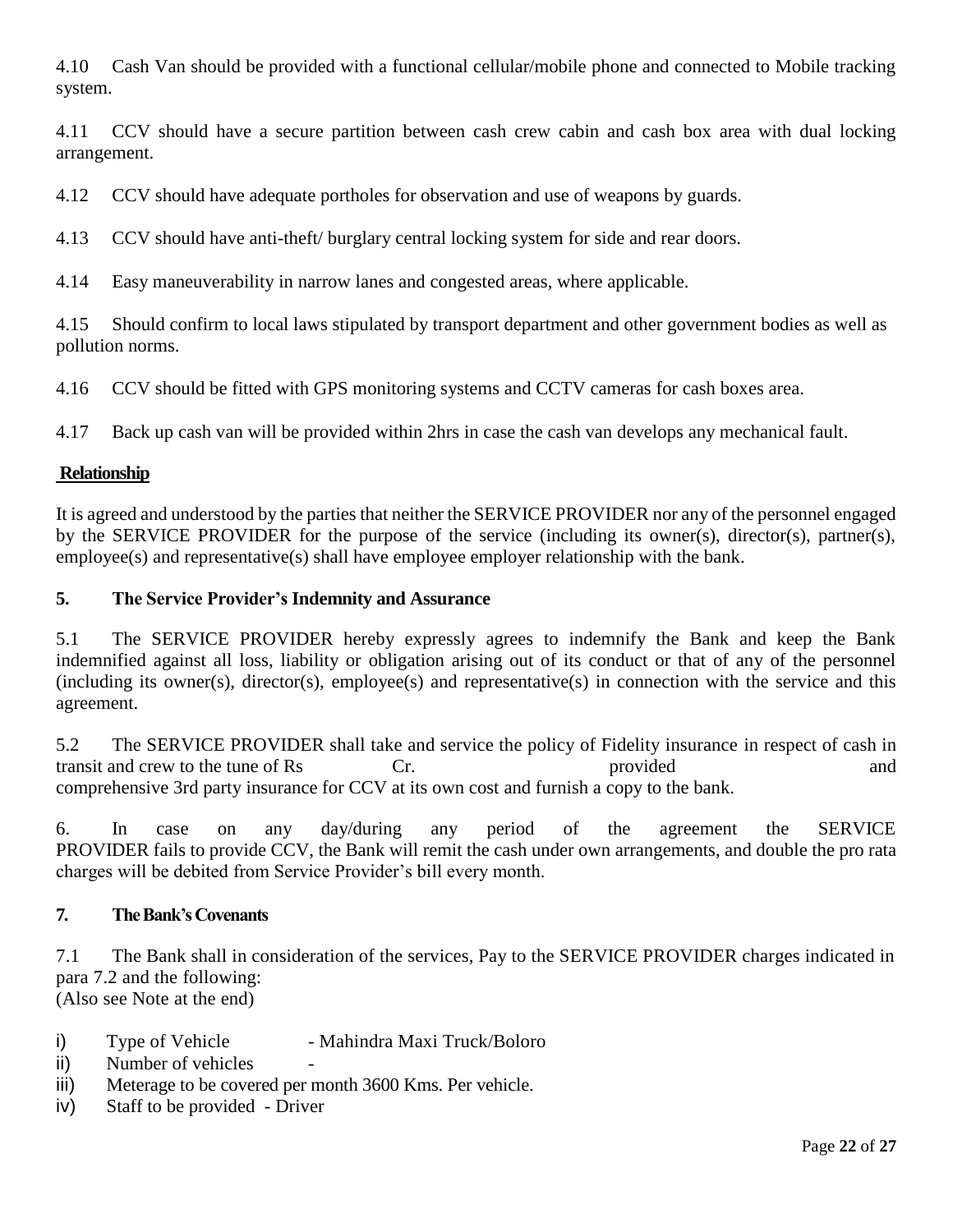4.10 Cash Van should be provided with a functional cellular/mobile phone and connected to Mobile tracking system.

4.11 CCV should have a secure partition between cash crew cabin and cash box area with dual locking arrangement.

4.12 CCV should have adequate portholes for observation and use of weapons by guards.

4.13 CCV should have anti-theft/ burglary central locking system for side and rear doors.

4.14 Easy maneuverability in narrow lanes and congested areas, where applicable.

4.15 Should confirm to local laws stipulated by transport department and other government bodies as well as pollution norms.

4.16 CCV should be fitted with GPS monitoring systems and CCTV cameras for cash boxes area.

4.17 Back up cash van will be provided within 2hrs in case the cash van develops any mechanical fault.

**Relationship**

It is agreed and understood by the parties that neither the SERVICE PROVIDER nor any of the personnel engaged by the SERVICE PROVIDER for the purpose of the service (including its owner(s), director(s), partner(s), employee(s) and representative(s) shall have employee employer relationship with the bank.

**5. The Service Provider's Indemnity and Assurance**

5.1 The SERVICE PROVIDER hereby expressly agrees to indemnify the Bank and keep the Bank indemnified against all loss, liability or obligation arising out of its conduct or that of any of the personnel (including its owner(s), director(s), employee(s) and representative(s) in connection with the service and this agreement.

5.2 The SERVICE PROVIDER shall take and service the policy of Fidelity insurance in respect of cash in transit and crew to the tune of Rs Cr. provided and comprehensive 3rd party insurance for CCV at its own cost and furnish a copy to the bank.

6. In case on any day/during any period of the agreement the SERVICE PROVIDER fails to provide CCV, the Bank will remit the cash under own arrangements, and double the pro rata charges will be debited from Service Provider's bill every month.

**7. The Bank's Covenants**

7.1 The Bank shall in consideration of the services, Pay to the SERVICE PROVIDER charges indicated in para 7.2 and the following:
(Also see Note at the end)

i) Type of Vehicle - Mahindra Maxi Truck/Boloro
ii) Number of vehicles -
iii) Meterage to be covered per month 3600 Kms. Per vehicle.
iv) Staff to be provided - Driver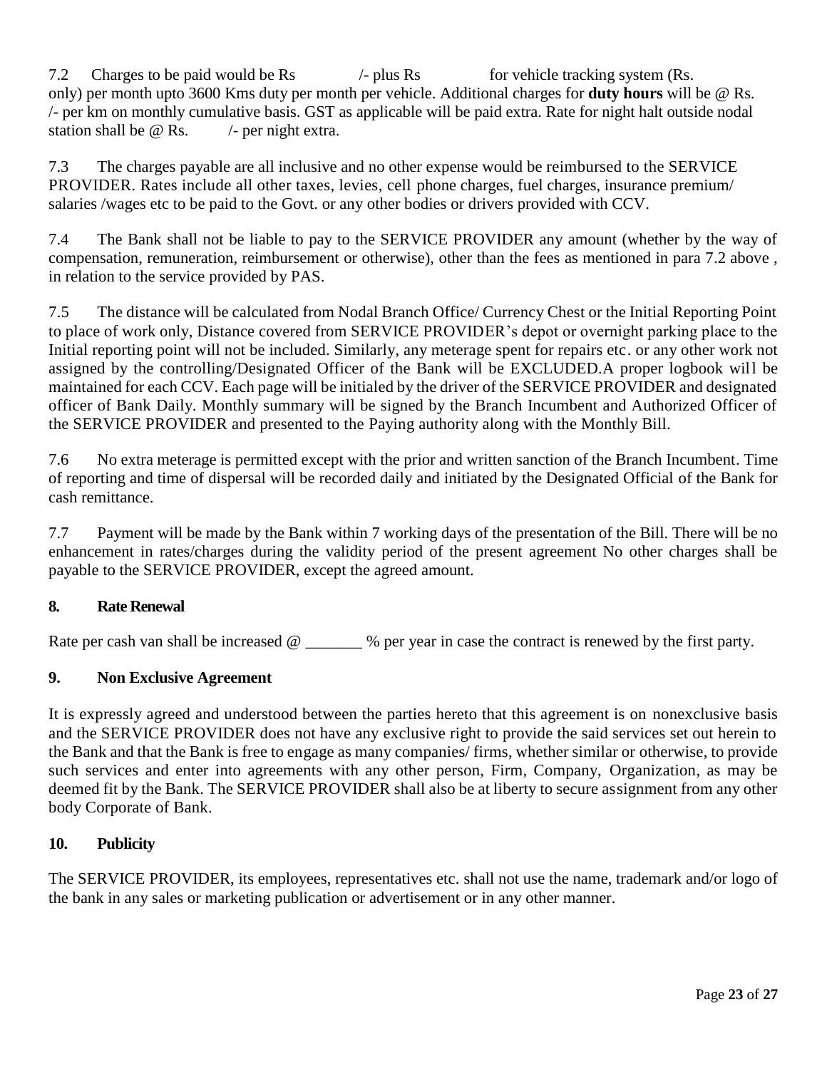7.2 Charges to be paid would be Rs /- plus Rs for vehicle tracking system (Rs. only) per month upto 3600 Kms duty per month per vehicle. Additional charges for **duty hours** will be @ Rs. /- per km on monthly cumulative basis. GST as applicable will be paid extra. Rate for night halt outside nodal station shall be @ Rs. /- per night extra.

7.3 The charges payable are all inclusive and no other expense would be reimbursed to the SERVICE PROVIDER. Rates include all other taxes, levies, cell phone charges, fuel charges, insurance premium/ salaries /wages etc to be paid to the Govt. or any other bodies or drivers provided with CCV.

7.4 The Bank shall not be liable to pay to the SERVICE PROVIDER any amount (whether by the way of compensation, remuneration, reimbursement or otherwise), other than the fees as mentioned in para 7.2 above , in relation to the service provided by PAS.

7.5 The distance will be calculated from Nodal Branch Office/ Currency Chest or the Initial Reporting Point to place of work only, Distance covered from SERVICE PROVIDER's depot or overnight parking place to the Initial reporting point will not be included. Similarly, any meterage spent for repairs etc. or any other work not assigned by the controlling/Designated Officer of the Bank will be EXCLUDED.A proper logbook will be maintained for each CCV. Each page will be initialed by the driver of the SERVICE PROVIDER and designated officer of Bank Daily. Monthly summary will be signed by the Branch Incumbent and Authorized Officer of the SERVICE PROVIDER and presented to the Paying authority along with the Monthly Bill.

7.6 No extra meterage is permitted except with the prior and written sanction of the Branch Incumbent. Time of reporting and time of dispersal will be recorded daily and initiated by the Designated Official of the Bank for cash remittance.

7.7 Payment will be made by the Bank within 7 working days of the presentation of the Bill. There will be no enhancement in rates/charges during the validity period of the present agreement No other charges shall be payable to the SERVICE PROVIDER, except the agreed amount.

### 8. Rate Renewal

Rate per cash van shall be increased @ _______ % per year in case the contract is renewed by the first party.

### 9. Non Exclusive Agreement

It is expressly agreed and understood between the parties hereto that this agreement is on nonexclusive basis and the SERVICE PROVIDER does not have any exclusive right to provide the said services set out herein to the Bank and that the Bank is free to engage as many companies/ firms, whether similar or otherwise, to provide such services and enter into agreements with any other person, Firm, Company, Organization, as may be deemed fit by the Bank. The SERVICE PROVIDER shall also be at liberty to secure assignment from any other body Corporate of Bank.

### 10. Publicity

The SERVICE PROVIDER, its employees, representatives etc. shall not use the name, trademark and/or logo of the bank in any sales or marketing publication or advertisement or in any other manner.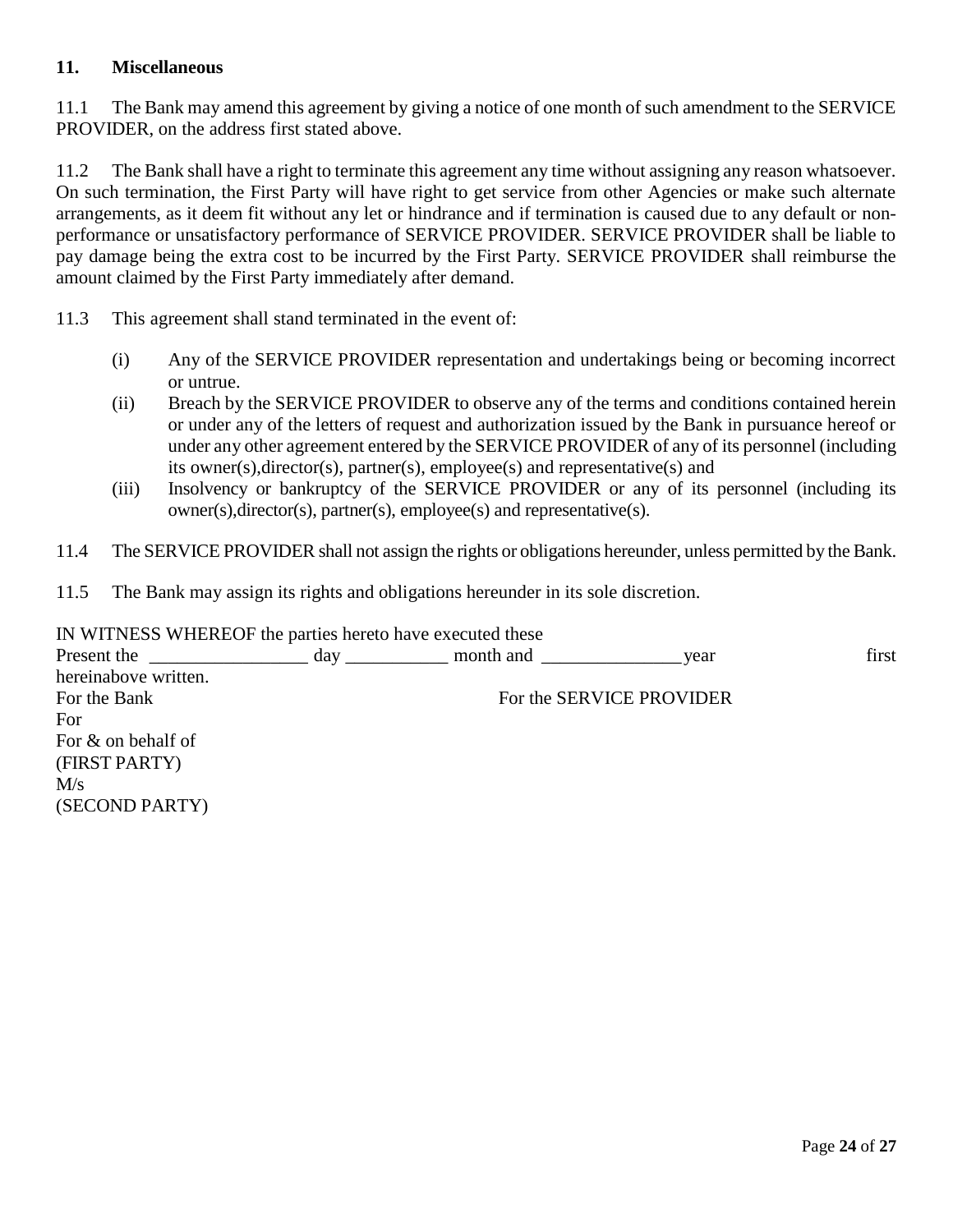## 11. Miscellaneous

11.1 The Bank may amend this agreement by giving a notice of one month of such amendment to the SERVICE PROVIDER, on the address first stated above.

11.2 The Bank shall have a right to terminate this agreement any time without assigning any reason whatsoever. On such termination, the First Party will have right to get service from other Agencies or make such alternate arrangements, as it deem fit without any let or hindrance and if termination is caused due to any default or non-performance or unsatisfactory performance of SERVICE PROVIDER. SERVICE PROVIDER shall be liable to pay damage being the extra cost to be incurred by the First Party. SERVICE PROVIDER shall reimburse the amount claimed by the First Party immediately after demand.

11.3 This agreement shall stand terminated in the event of:

(i) Any of the SERVICE PROVIDER representation and undertakings being or becoming incorrect or untrue.

(ii) Breach by the SERVICE PROVIDER to observe any of the terms and conditions contained herein or under any of the letters of request and authorization issued by the Bank in pursuance hereof or under any other agreement entered by the SERVICE PROVIDER of any of its personnel (including its owner(s),director(s), partner(s), employee(s) and representative(s) and

(iii) Insolvency or bankruptcy of the SERVICE PROVIDER or any of its personnel (including its owner(s),director(s), partner(s), employee(s) and representative(s).

11.4 The SERVICE PROVIDER shall not assign the rights or obligations hereunder, unless permitted by the Bank.

11.5 The Bank may assign its rights and obligations hereunder in its sole discretion.

IN WITNESS WHEREOF the parties hereto have executed these Present the _________________ day ___________ month and _______________ year first hereinabove written.

For the Bank For the SERVICE PROVIDER

For

For & on behalf of

(FIRST PARTY)

M/s

(SECOND PARTY)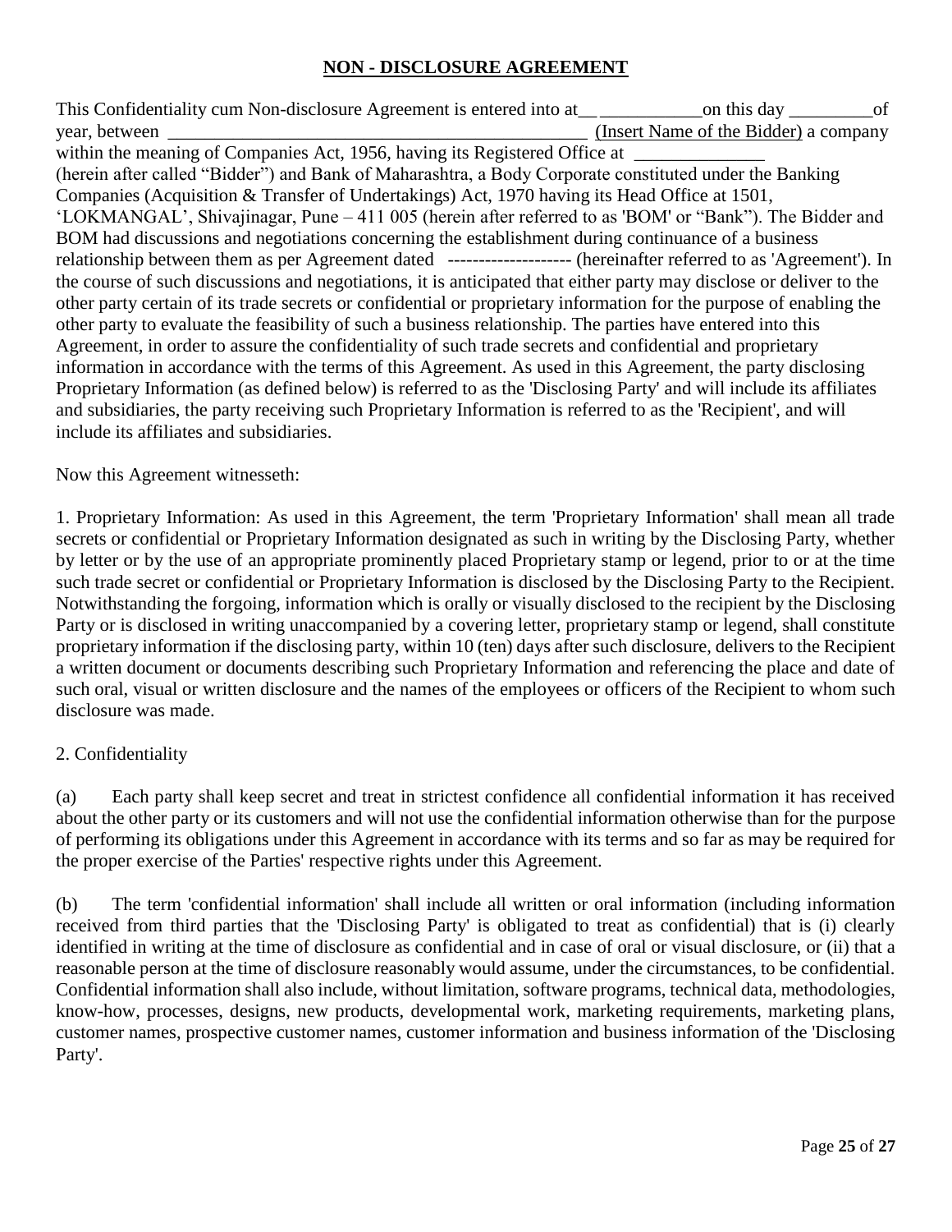# NON - DISCLOSURE AGREEMENT

This Confidentiality cum Non-disclosure Agreement is entered into at\_\_ \_\_\_\_\_\_\_\_\_\_\_on this day \_\_\_\_\_\_\_\_\_of year, between \_\_\_\_\_\_\_\_\_\_\_\_\_\_\_\_\_\_\_\_\_\_\_\_\_\_\_\_\_\_\_\_\_\_\_\_\_\_\_\_\_\_\_\_\_\_\_\_ (Insert Name of the Bidder) a company within the meaning of Companies Act, 1956, having its Registered Office at \_\_\_\_\_\_\_\_\_\_\_\_\_\_ (herein after called "Bidder") and Bank of Maharashtra, a Body Corporate constituted under the Banking Companies (Acquisition & Transfer of Undertakings) Act, 1970 having its Head Office at 1501, 'LOKMANGAL', Shivajinagar, Pune – 411 005 (herein after referred to as 'BOM' or "Bank"). The Bidder and BOM had discussions and negotiations concerning the establishment during continuance of a business relationship between them as per Agreement dated -------------------- (hereinafter referred to as 'Agreement'). In the course of such discussions and negotiations, it is anticipated that either party may disclose or deliver to the other party certain of its trade secrets or confidential or proprietary information for the purpose of enabling the other party to evaluate the feasibility of such a business relationship. The parties have entered into this Agreement, in order to assure the confidentiality of such trade secrets and confidential and proprietary information in accordance with the terms of this Agreement. As used in this Agreement, the party disclosing Proprietary Information (as defined below) is referred to as the 'Disclosing Party' and will include its affiliates and subsidiaries, the party receiving such Proprietary Information is referred to as the 'Recipient', and will include its affiliates and subsidiaries.

Now this Agreement witnesseth:

1. Proprietary Information: As used in this Agreement, the term 'Proprietary Information' shall mean all trade secrets or confidential or Proprietary Information designated as such in writing by the Disclosing Party, whether by letter or by the use of an appropriate prominently placed Proprietary stamp or legend, prior to or at the time such trade secret or confidential or Proprietary Information is disclosed by the Disclosing Party to the Recipient. Notwithstanding the forgoing, information which is orally or visually disclosed to the recipient by the Disclosing Party or is disclosed in writing unaccompanied by a covering letter, proprietary stamp or legend, shall constitute proprietary information if the disclosing party, within 10 (ten) days after such disclosure, delivers to the Recipient a written document or documents describing such Proprietary Information and referencing the place and date of such oral, visual or written disclosure and the names of the employees or officers of the Recipient to whom such disclosure was made.

2. Confidentiality

(a) Each party shall keep secret and treat in strictest confidence all confidential information it has received about the other party or its customers and will not use the confidential information otherwise than for the purpose of performing its obligations under this Agreement in accordance with its terms and so far as may be required for the proper exercise of the Parties' respective rights under this Agreement.

(b) The term 'confidential information' shall include all written or oral information (including information received from third parties that the 'Disclosing Party' is obligated to treat as confidential) that is (i) clearly identified in writing at the time of disclosure as confidential and in case of oral or visual disclosure, or (ii) that a reasonable person at the time of disclosure reasonably would assume, under the circumstances, to be confidential. Confidential information shall also include, without limitation, software programs, technical data, methodologies, know-how, processes, designs, new products, developmental work, marketing requirements, marketing plans, customer names, prospective customer names, customer information and business information of the 'Disclosing Party'.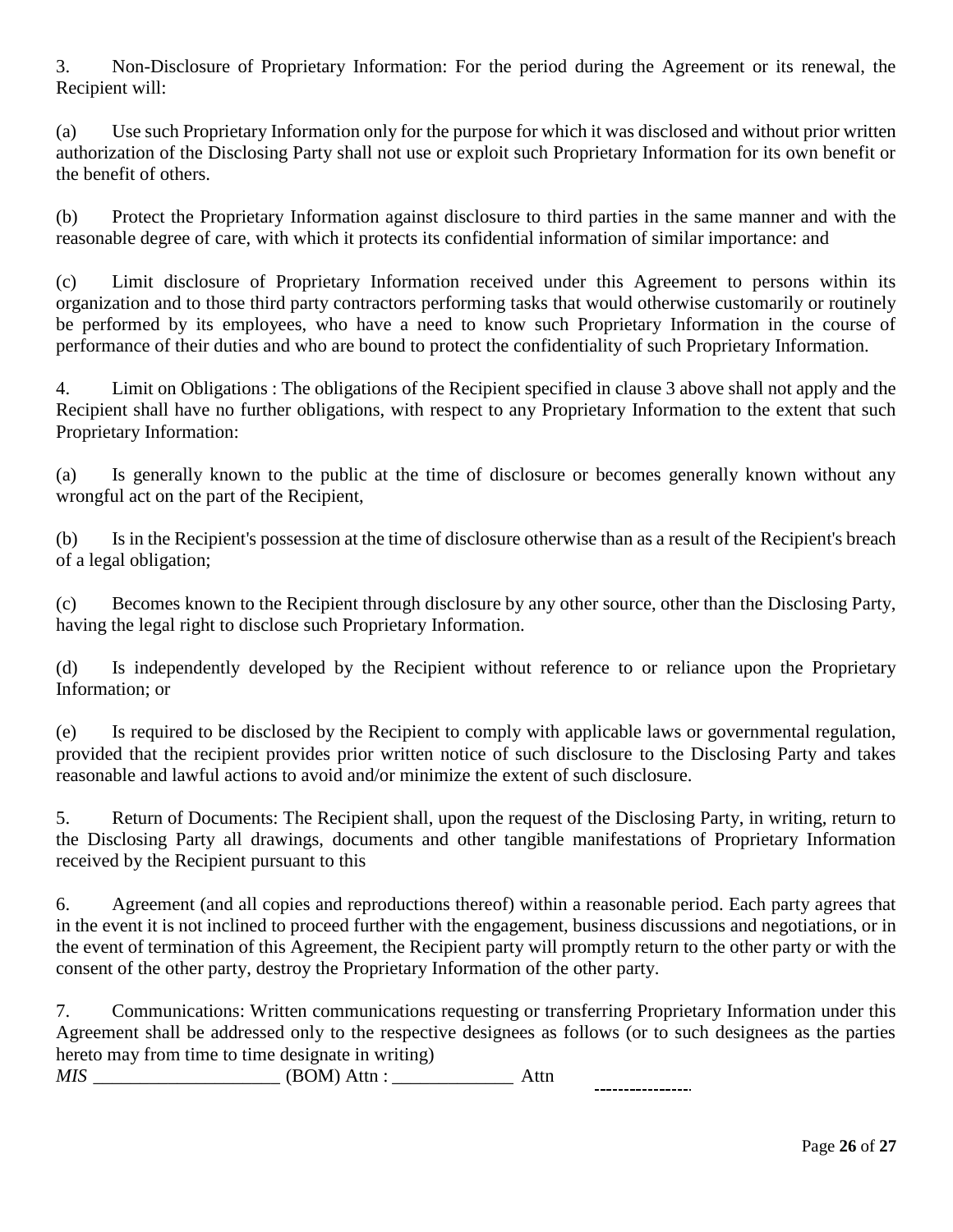3. Non-Disclosure of Proprietary Information: For the period during the Agreement or its renewal, the Recipient will:

(a) Use such Proprietary Information only for the purpose for which it was disclosed and without prior written authorization of the Disclosing Party shall not use or exploit such Proprietary Information for its own benefit or the benefit of others.

(b) Protect the Proprietary Information against disclosure to third parties in the same manner and with the reasonable degree of care, with which it protects its confidential information of similar importance: and

(c) Limit disclosure of Proprietary Information received under this Agreement to persons within its organization and to those third party contractors performing tasks that would otherwise customarily or routinely be performed by its employees, who have a need to know such Proprietary Information in the course of performance of their duties and who are bound to protect the confidentiality of such Proprietary Information.

4. Limit on Obligations : The obligations of the Recipient specified in clause 3 above shall not apply and the Recipient shall have no further obligations, with respect to any Proprietary Information to the extent that such Proprietary Information:

(a) Is generally known to the public at the time of disclosure or becomes generally known without any wrongful act on the part of the Recipient,

(b) Is in the Recipient's possession at the time of disclosure otherwise than as a result of the Recipient's breach of a legal obligation;

(c) Becomes known to the Recipient through disclosure by any other source, other than the Disclosing Party, having the legal right to disclose such Proprietary Information.

(d) Is independently developed by the Recipient without reference to or reliance upon the Proprietary Information; or

(e) Is required to be disclosed by the Recipient to comply with applicable laws or governmental regulation, provided that the recipient provides prior written notice of such disclosure to the Disclosing Party and takes reasonable and lawful actions to avoid and/or minimize the extent of such disclosure.

5. Return of Documents: The Recipient shall, upon the request of the Disclosing Party, in writing, return to the Disclosing Party all drawings, documents and other tangible manifestations of Proprietary Information received by the Recipient pursuant to this

6. Agreement (and all copies and reproductions thereof) within a reasonable period. Each party agrees that in the event it is not inclined to proceed further with the engagement, business discussions and negotiations, or in the event of termination of this Agreement, the Recipient party will promptly return to the other party or with the consent of the other party, destroy the Proprietary Information of the other party.

7. Communications: Written communications requesting or transferring Proprietary Information under this Agreement shall be addressed only to the respective designees as follows (or to such designees as the parties hereto may from time to time designate in writing)

*MIS* ____________________ (BOM) Attn : _____________ Attn -----------------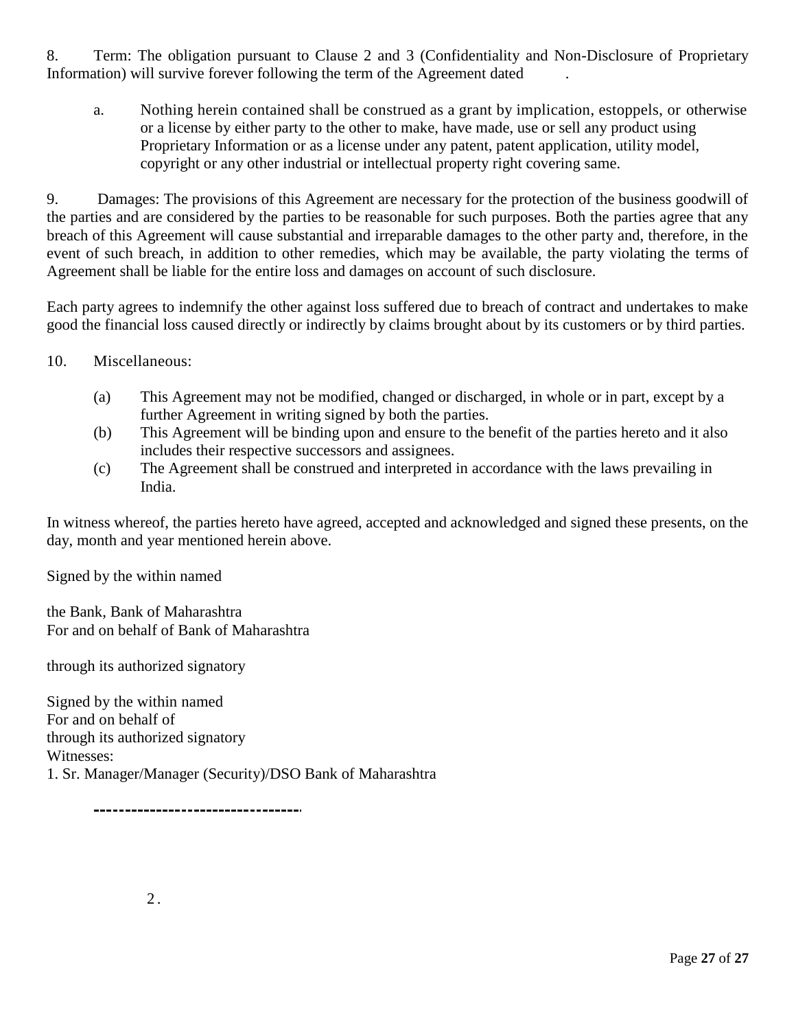8. Term: The obligation pursuant to Clause 2 and 3 (Confidentiality and Non-Disclosure of Proprietary Information) will survive forever following the term of the Agreement dated .

   a. Nothing herein contained shall be construed as a grant by implication, estoppels, or otherwise or a license by either party to the other to make, have made, use or sell any product using Proprietary Information or as a license under any patent, patent application, utility model, copyright or any other industrial or intellectual property right covering same.

9. Damages: The provisions of this Agreement are necessary for the protection of the business goodwill of the parties and are considered by the parties to be reasonable for such purposes. Both the parties agree that any breach of this Agreement will cause substantial and irreparable damages to the other party and, therefore, in the event of such breach, in addition to other remedies, which may be available, the party violating the terms of Agreement shall be liable for the entire loss and damages on account of such disclosure.

Each party agrees to indemnify the other against loss suffered due to breach of contract and undertakes to make good the financial loss caused directly or indirectly by claims brought about by its customers or by third parties.

10. Miscellaneous:

   (a) This Agreement may not be modified, changed or discharged, in whole or in part, except by a further Agreement in writing signed by both the parties.
   (b) This Agreement will be binding upon and ensure to the benefit of the parties hereto and it also includes their respective successors and assignees.
   (c) The Agreement shall be construed and interpreted in accordance with the laws prevailing in India.

In witness whereof, the parties hereto have agreed, accepted and acknowledged and signed these presents, on the day, month and year mentioned herein above.

Signed by the within named

the Bank, Bank of Maharashtra
For and on behalf of Bank of Maharashtra

through its authorized signatory

Signed by the within named
For and on behalf of
through its authorized signatory
Witnesses:
1. Sr. Manager/Manager (Security)/DSO Bank of Maharashtra

---------------------------------

2.